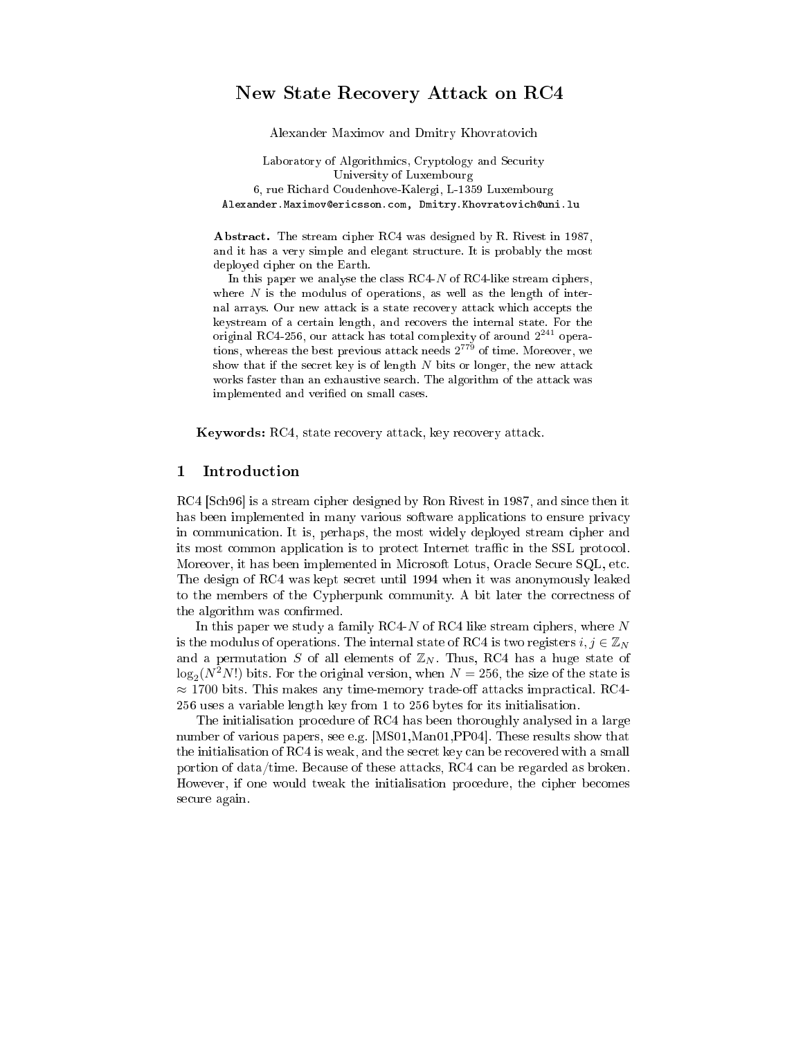# New State Recovery Attack on RC4

Alexander Maximov and Dmitry Khovratovich

Laboratory of Algorithmics, Cryptology and Security
University of Luxembourg
6, rue Richard Coudenhove-Kalergi, L-1359 Luxembourg
Alexander.Maximov@ericsson.com, Dmitry.Khovratovich@uni.lu

**Abstract.** The stream cipher RC4 was designed by R. Rivest in 1987, and it has a very simple and elegant structure. It is probably the most deployed cipher on the Earth.

In this paper we analyse the class RC4-$N$ of RC4-like stream ciphers, where $N$ is the modulus of operations, as well as the length of internal arrays. Our new attack is a state recovery attack which accepts the keystream of a certain length, and recovers the internal state. For the original RC4-256, our attack has total complexity of around $2^{241}$ operations, whereas the best previous attack needs $2^{779}$ of time. Moreover, we show that if the secret key is of length $N$ bits or longer, the new attack works faster than an exhaustive search. The algorithm of the attack was implemented and verified on small cases.

**Keywords:** RC4, state recovery attack, key recovery attack.

## 1 Introduction

RC4 [Sch96] is a stream cipher designed by Ron Rivest in 1987, and since then it has been implemented in many various software applications to ensure privacy in communication. It is, perhaps, the most widely deployed stream cipher and its most common application is to protect Internet traffic in the SSL protocol. Moreover, it has been implemented in Microsoft Lotus, Oracle Secure SQL, etc. The design of RC4 was kept secret until 1994 when it was anonymously leaked to the members of the Cypherpunk community. A bit later the correctness of the algorithm was confirmed.

In this paper we study a family RC4-$N$ of RC4 like stream ciphers, where $N$ is the modulus of operations. The internal state of RC4 is two registers $i, j \in \mathbb{Z}_N$ and a permutation $S$ of all elements of $\mathbb{Z}_N$. Thus, RC4 has a huge state of $\log_2(N^2 N!)$ bits. For the original version, when $N = 256$, the size of the state is $\approx 1700$ bits. This makes any time-memory trade-off attacks impractical. RC4-256 uses a variable length key from 1 to 256 bytes for its initialisation.

The initialisation procedure of RC4 has been thoroughly analysed in a large number of various papers, see e.g. [MS01,Man01,PP04]. These results show that the initialisation of RC4 is weak, and the secret key can be recovered with a small portion of data/time. Because of these attacks, RC4 can be regarded as broken. However, if one would tweak the initialisation procedure, the cipher becomes secure again.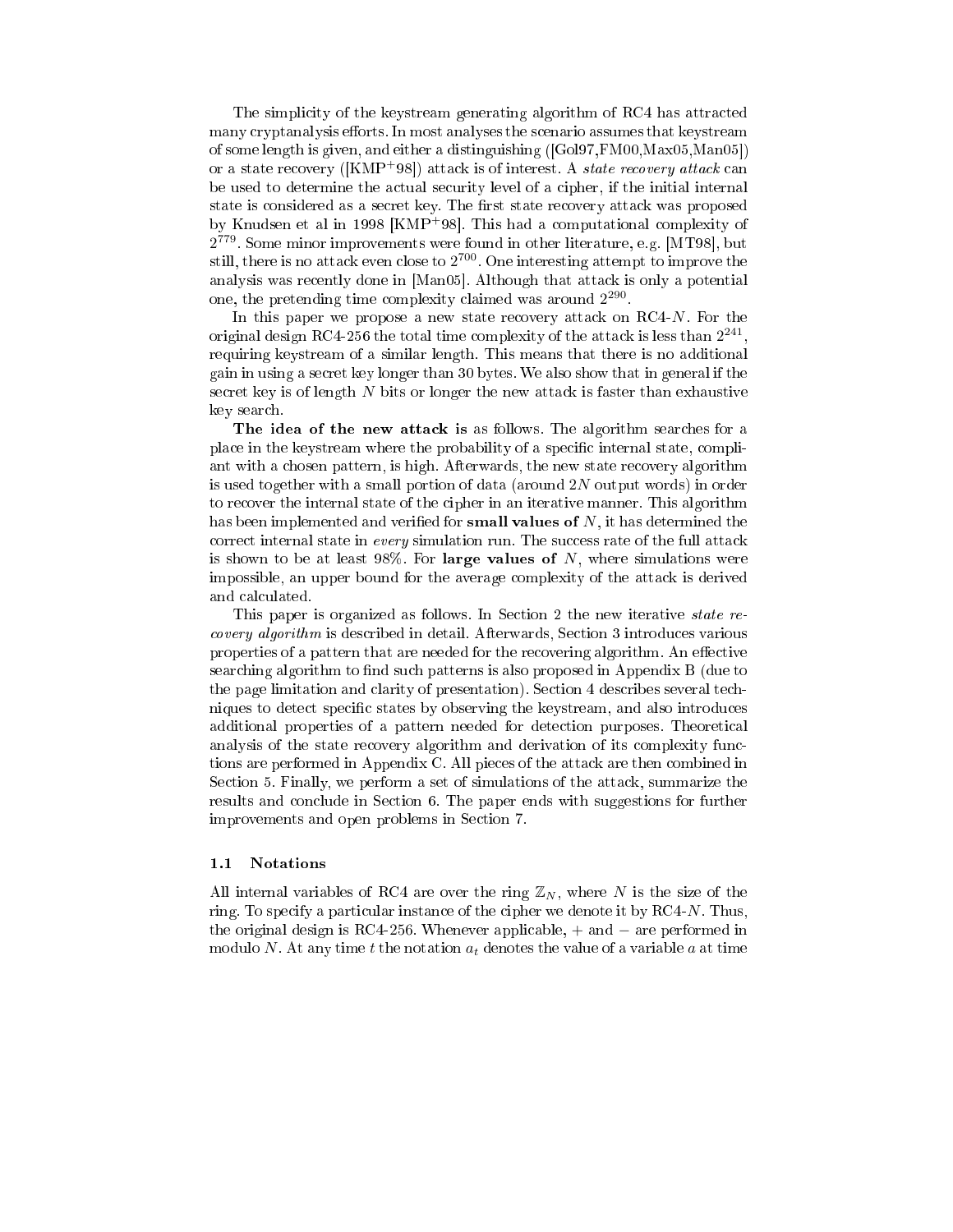The simplicity of the keystream generating algorithm of RC4 has attracted many cryptanalysis efforts. In most analyses the scenario assumes that keystream of some length is given, and either a distinguishing ([Gol97,FM00,Max05,Man05]) or a state recovery ([KMP+98]) attack is of interest. A *state recovery attack* can be used to determine the actual security level of a cipher, if the initial internal state is considered as a secret key. The first state recovery attack was proposed by Knudsen et al in 1998 [KMP+98]. This had a computational complexity of $2^{779}$. Some minor improvements were found in other literature, e.g. [MT98], but still, there is no attack even close to $2^{700}$. One interesting attempt to improve the analysis was recently done in [Man05]. Although that attack is only a potential one, the pretending time complexity claimed was around $2^{290}$.

In this paper we propose a new state recovery attack on RC4-$N$. For the original design RC4-256 the total time complexity of the attack is less than $2^{241}$, requiring keystream of a similar length. This means that there is no additional gain in using a secret key longer than 30 bytes. We also show that in general if the secret key is of length $N$ bits or longer the new attack is faster than exhaustive key search.

**The idea of the new attack is** as follows. The algorithm searches for a place in the keystream where the probability of a specific internal state, compliant with a chosen pattern, is high. Afterwards, the new state recovery algorithm is used together with a small portion of data (around $2N$ output words) in order to recover the internal state of the cipher in an iterative manner. This algorithm has been implemented and verified for **small values of** $N$, it has determined the correct internal state in *every* simulation run. The success rate of the full attack is shown to be at least 98%. For **large values of** $N$, where simulations were impossible, an upper bound for the average complexity of the attack is derived and calculated.

This paper is organized as follows. In Section 2 the new iterative *state recovery algorithm* is described in detail. Afterwards, Section 3 introduces various properties of a pattern that are needed for the recovering algorithm. An effective searching algorithm to find such patterns is also proposed in Appendix B (due to the page limitation and clarity of presentation). Section 4 describes several techniques to detect specific states by observing the keystream, and also introduces additional properties of a pattern needed for detection purposes. Theoretical analysis of the state recovery algorithm and derivation of its complexity functions are performed in Appendix C. All pieces of the attack are then combined in Section 5. Finally, we perform a set of simulations of the attack, summarize the results and conclude in Section 6. The paper ends with suggestions for further improvements and open problems in Section 7.

### 1.1 Notations

All internal variables of RC4 are over the ring $\mathbb{Z}_N$, where $N$ is the size of the ring. To specify a particular instance of the cipher we denote it by RC4-$N$. Thus, the original design is RC4-256. Whenever applicable, $+$ and $-$ are performed in modulo $N$. At any time $t$ the notation $a_t$ denotes the value of a variable $a$ at time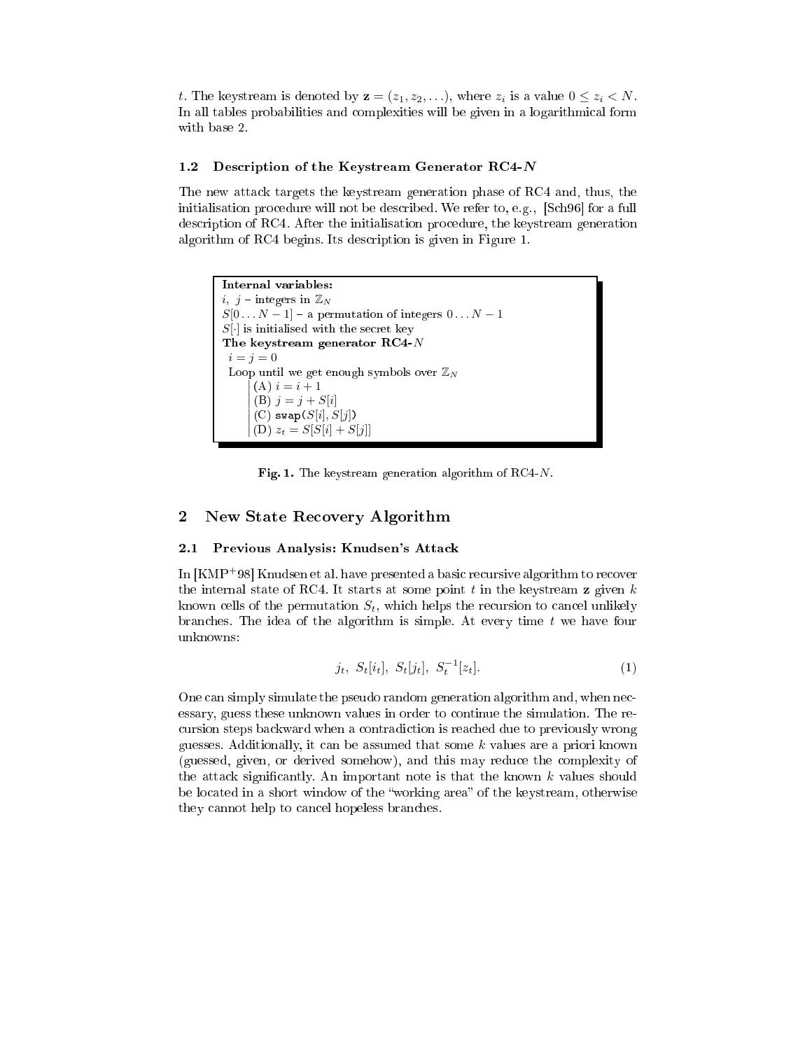$t$. The keystream is denoted by $\mathbf{z} = (z_1, z_2, \ldots)$, where $z_i$ is a value $0 \leq z_i < N$. In all tables probabilities and complexities will be given in a logarithmical form with base 2.

### 1.2 Description of the Keystream Generator RC4-$N$

The new attack targets the keystream generation phase of RC4 and, thus, the initialisation procedure will not be described. We refer to, e.g., [Sch96] for a full description of RC4. After the initialisation procedure, the keystream generation algorithm of RC4 begins. Its description is given in Figure 1.

```
Internal variables:
i, j – integers in Z_N
S[0 ... N−1] – a permutation of integers 0 ... N−1
S[·] is initialised with the secret key
The keystream generator RC4-N
 i = j = 0
 Loop until we get enough symbols over Z_N
   | (A) i = i + 1
   | (B) j = j + S[i]
   | (C) swap(S[i], S[j])
   | (D) z_t = S[S[i] + S[j]]
```

**Fig. 1.** The keystream generation algorithm of RC4-$N$.

## 2 New State Recovery Algorithm

### 2.1 Previous Analysis: Knudsen's Attack

In [KMP+98] Knudsen et al. have presented a basic recursive algorithm to recover the internal state of RC4. It starts at some point $t$ in the keystream $\mathbf{z}$ given $k$ known cells of the permutation $S_t$, which helps the recursion to cancel unlikely branches. The idea of the algorithm is simple. At every time $t$ we have four unknowns:

$$j_t,\ S_t[i_t],\ S_t[j_t],\ S_t^{-1}[z_t]. \tag{1}$$

One can simply simulate the pseudo random generation algorithm and, when necessary, guess these unknown values in order to continue the simulation. The recursion steps backward when a contradiction is reached due to previously wrong guesses. Additionally, it can be assumed that some $k$ values are a priori known (guessed, given, or derived somehow), and this may reduce the complexity of the attack significantly. An important note is that the known $k$ values should be located in a short window of the "working area" of the keystream, otherwise they cannot help to cancel hopeless branches.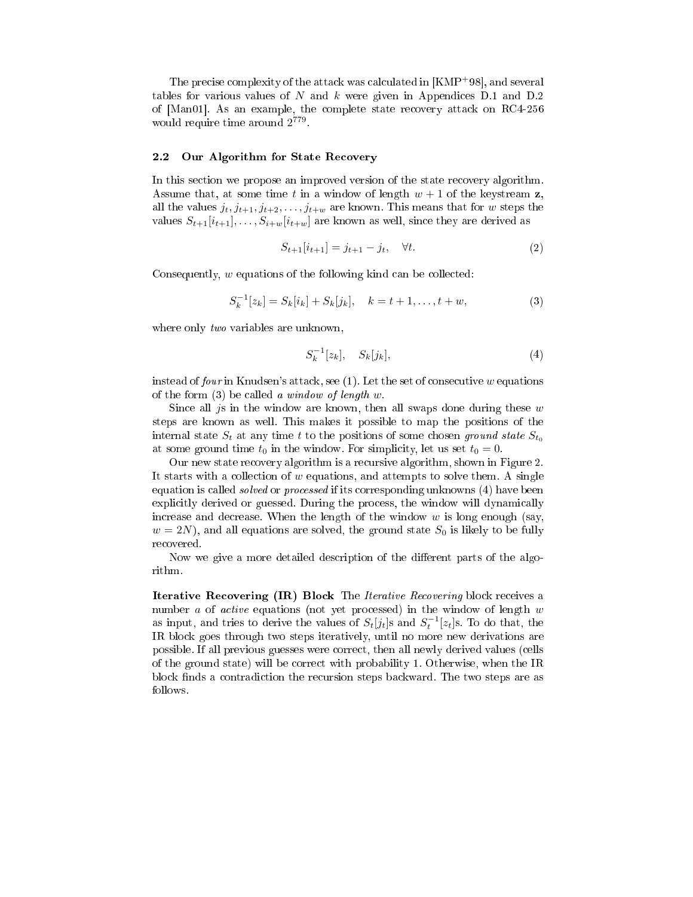The precise complexity of the attack was calculated in [KMP+98], and several tables for various values of $N$ and $k$ were given in Appendices D.1 and D.2 of [Man01]. As an example, the complete state recovery attack on RC4-256 would require time around $2^{779}$.

### 2.2 Our Algorithm for State Recovery

In this section we propose an improved version of the state recovery algorithm. Assume that, at some time $t$ in a window of length $w+1$ of the keystream $\mathbf{z}$, all the values $j_t, j_{t+1}, j_{t+2}, \ldots, j_{t+w}$ are known. This means that for $w$ steps the values $S_{t+1}[i_{t+1}], \ldots, S_{i+w}[i_{t+w}]$ are known as well, since they are derived as

$$S_{t+1}[i_{t+1}] = j_{t+1} - j_t, \quad \forall t. \tag{2}$$

Consequently, $w$ equations of the following kind can be collected:

$$S_k^{-1}[z_k] = S_k[i_k] + S_k[j_k], \quad k = t+1, \ldots, t+w, \tag{3}$$

where only *two* variables are unknown,

$$S_k^{-1}[z_k], \quad S_k[j_k], \tag{4}$$

instead of *four* in Knudsen's attack, see (1). Let the set of consecutive $w$ equations of the form (3) be called *a window of length w*.

Since all $j$s in the window are known, then all swaps done during these $w$ steps are known as well. This makes it possible to map the positions of the internal state $S_t$ at any time $t$ to the positions of some chosen *ground state* $S_{t_0}$ at some ground time $t_0$ in the window. For simplicity, let us set $t_0 = 0$.

Our new state recovery algorithm is a recursive algorithm, shown in Figure 2. It starts with a collection of $w$ equations, and attempts to solve them. A single equation is called *solved* or *processed* if its corresponding unknowns (4) have been explicitly derived or guessed. During the process, the window will dynamically increase and decrease. When the length of the window $w$ is long enough (say, $w = 2N$), and all equations are solved, the ground state $S_0$ is likely to be fully recovered.

Now we give a more detailed description of the different parts of the algorithm.

**Iterative Recovering (IR) Block** The *Iterative Recovering* block receives a number $a$ of *active* equations (not yet processed) in the window of length $w$ as input, and tries to derive the values of $S_t[j_t]$s and $S_t^{-1}[z_t]$s. To do that, the IR block goes through two steps iteratively, until no more new derivations are possible. If all previous guesses were correct, then all newly derived values (cells of the ground state) will be correct with probability 1. Otherwise, when the IR block finds a contradiction the recursion steps backward. The two steps are as follows.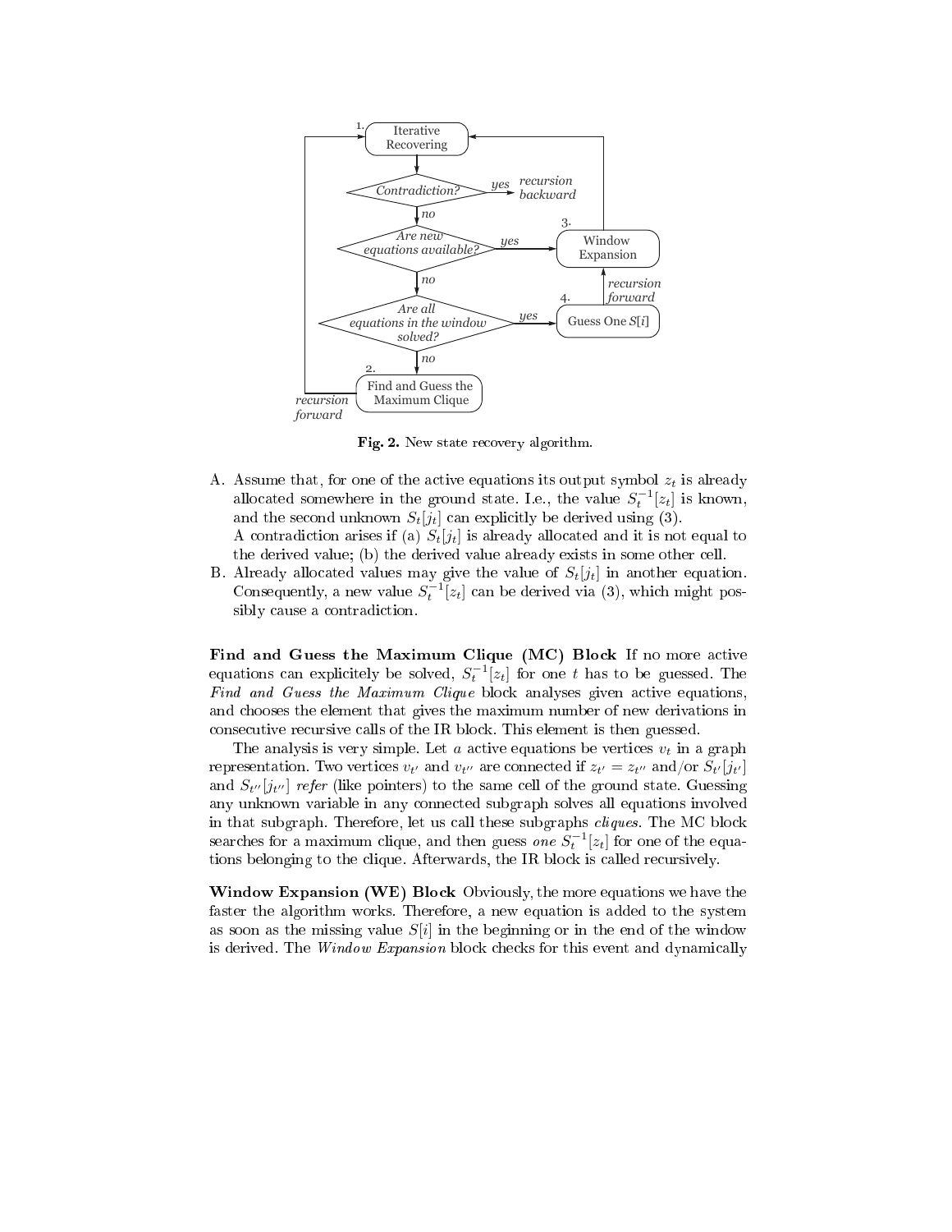**Fig. 2.** New state recovery algorithm.

A. Assume that, for one of the active equations its output symbol $z_t$ is already allocated somewhere in the ground state. I.e., the value $S_t^{-1}[z_t]$ is known, and the second unknown $S_t[j_t]$ can explicitly be derived using (3).
   A contradiction arises if (a) $S_t[j_t]$ is already allocated and it is not equal to the derived value; (b) the derived value already exists in some other cell.
B. Already allocated values may give the value of $S_t[j_t]$ in another equation. Consequently, a new value $S_t^{-1}[z_t]$ can be derived via (3), which might possibly cause a contradiction.

**Find and Guess the Maximum Clique (MC) Block** If no more active equations can explicitely be solved, $S_t^{-1}[z_t]$ for one $t$ has to be guessed. The *Find and Guess the Maximum Clique* block analyses given active equations, and chooses the element that gives the maximum number of new derivations in consecutive recursive calls of the IR block. This element is then guessed.

The analysis is very simple. Let $a$ active equations be vertices $v_t$ in a graph representation. Two vertices $v_{t'}$ and $v_{t''}$ are connected if $z_{t'} = z_{t''}$ and/or $S_{t'}[j_{t'}]$ and $S_{t''}[j_{t''}]$ *refer* (like pointers) to the same cell of the ground state. Guessing any unknown variable in any connected subgraph solves all equations involved in that subgraph. Therefore, let us call these subgraphs *cliques*. The MC block searches for a maximum clique, and then guess *one* $S_t^{-1}[z_t]$ for one of the equations belonging to the clique. Afterwards, the IR block is called recursively.

**Window Expansion (WE) Block** Obviously, the more equations we have the faster the algorithm works. Therefore, a new equation is added to the system as soon as the missing value $S[i]$ in the beginning or in the end of the window is derived. The *Window Expansion* block checks for this event and dynamically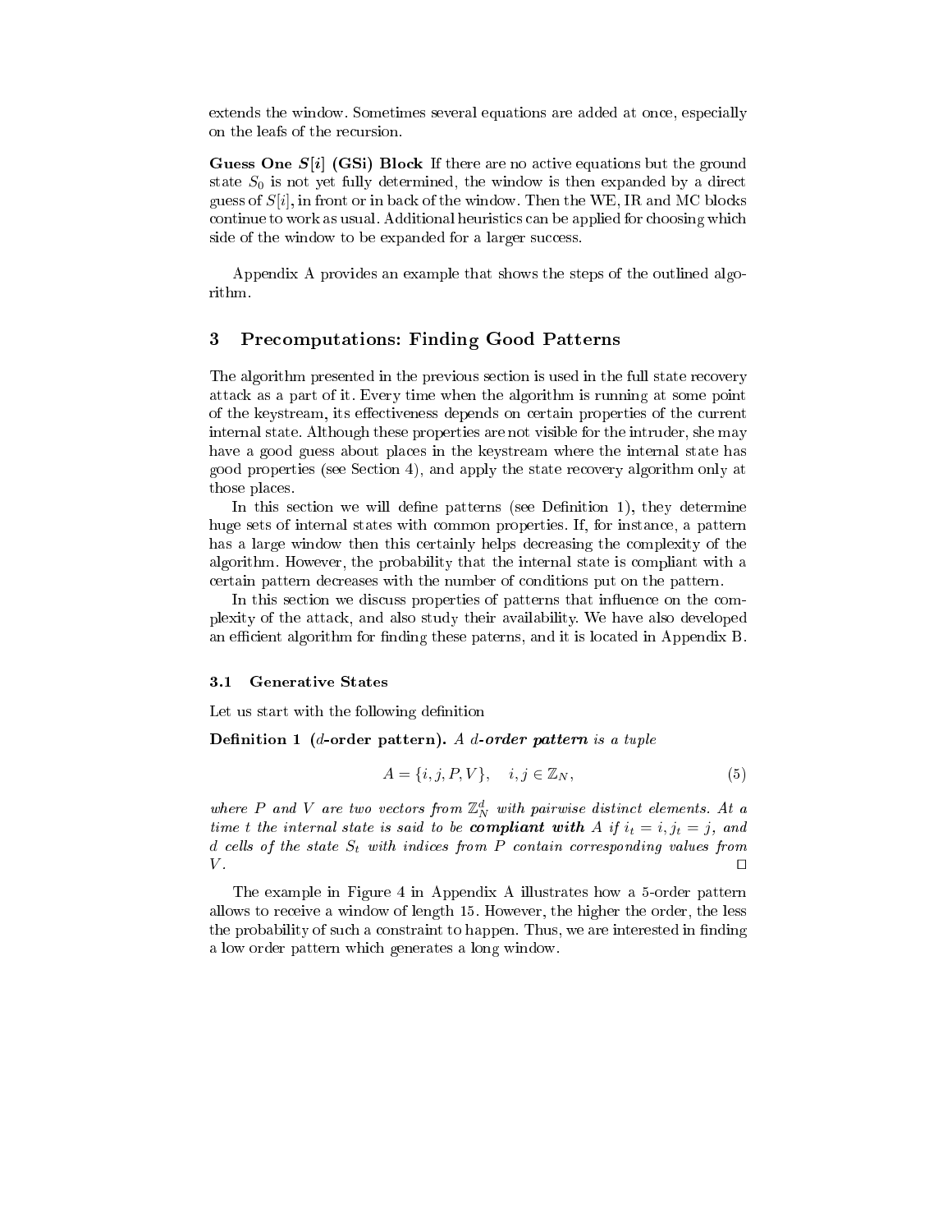extends the window. Sometimes several equations are added at once, especially on the leafs of the recursion.

**Guess One $S[i]$ (GSi) Block** If there are no active equations but the ground state $S_0$ is not yet fully determined, the window is then expanded by a direct guess of $S[i]$, in front or in back of the window. Then the WE, IR and MC blocks continue to work as usual. Additional heuristics can be applied for choosing which side of the window to be expanded for a larger success.

Appendix A provides an example that shows the steps of the outlined algorithm.

## 3 Precomputations: Finding Good Patterns

The algorithm presented in the previous section is used in the full state recovery attack as a part of it. Every time when the algorithm is running at some point of the keystream, its effectiveness depends on certain properties of the current internal state. Although these properties are not visible for the intruder, she may have a good guess about places in the keystream where the internal state has good properties (see Section 4), and apply the state recovery algorithm only at those places.

In this section we will define patterns (see Definition 1), they determine huge sets of internal states with common properties. If, for instance, a pattern has a large window then this certainly helps decreasing the complexity of the algorithm. However, the probability that the internal state is compliant with a certain pattern decreases with the number of conditions put on the pattern.

In this section we discuss properties of patterns that influence on the complexity of the attack, and also study their availability. We have also developed an efficient algorithm for finding these paterns, and it is located in Appendix B.

### 3.1 Generative States

Let us start with the following definition

**Definition 1 ($d$-order pattern).** *A **$d$-order pattern** is a tuple*

$$A = \{i, j, P, V\}, \quad i, j \in \mathbb{Z}_N, \tag{5}$$

*where $P$ and $V$ are two vectors from $\mathbb{Z}_N^d$ with pairwise distinct elements. At a time $t$ the internal state is said to be **compliant with** $A$ if $i_t = i, j_t = j$, and $d$ cells of the state $S_t$ with indices from $P$ contain corresponding values from $V$.* □

The example in Figure 4 in Appendix A illustrates how a 5-order pattern allows to receive a window of length 15. However, the higher the order, the less the probability of such a constraint to happen. Thus, we are interested in finding a low order pattern which generates a long window.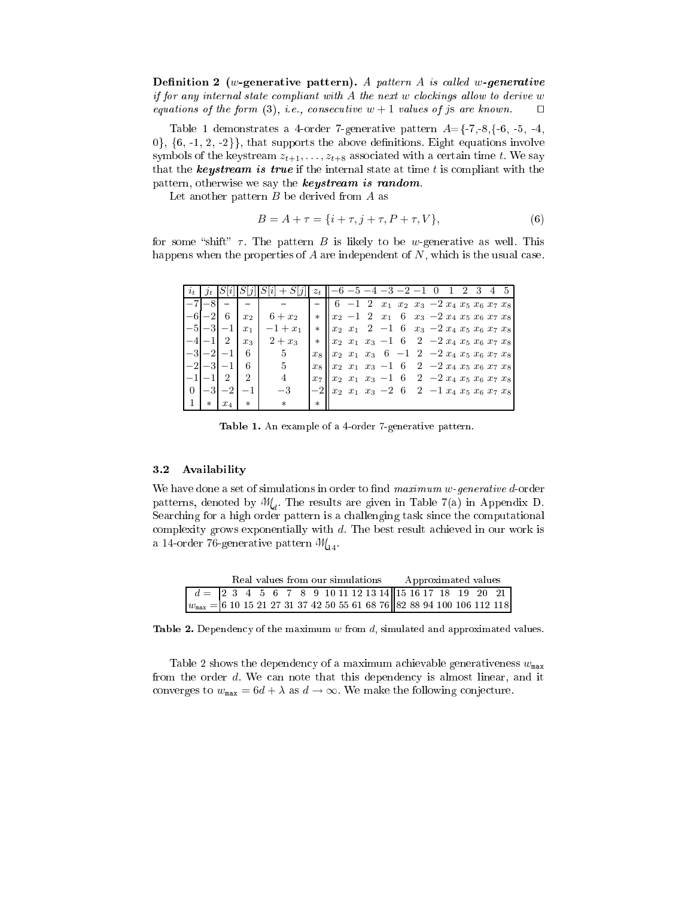**Definition 2 (*w*-generative pattern).** *A pattern $A$ is called $w$-**generative** if for any internal state compliant with $A$ the next $w$ clockings allow to derive $w$ equations of the form (3), i.e., consecutive $w+1$ values of $j$s are known.* □

Table 1 demonstrates a 4-order 7-generative pattern $A$={-7,-8,{-6, -5, -4, 0}, {6, -1, 2, -2}}, that supports the above definitions. Eight equations involve symbols of the keystream $z_{t+1}, \ldots, z_{t+8}$ associated with a certain time $t$. We say that the ***keystream is true*** if the internal state at time $t$ is compliant with the pattern, otherwise we say the ***keystream is random***.

Let another pattern $B$ be derived from $A$ as

$$B = A + \tau = \{i + \tau, j + \tau, P + \tau, V\}, \tag{6}$$

for some "shift" $\tau$. The pattern $B$ is likely to be $w$-generative as well. This happens when the properties of $A$ are independent of $N$, which is the usual case.

| $i_t$ | $j_t$ | $S[i]$ | $S[j]$ | $S[i]+S[j]$ | $z_t$ | $-6$ | $-5$ | $-4$ | $-3$ | $-2$ | $-1$ | $0$ | $1$ | $2$ | $3$ | $4$ | $5$ |
|---|---|---|---|---|---|---|---|---|---|---|---|---|---|---|---|---|---|
| $-7$ | $-8$ | $-$ | $-$ | $-$ | $-$ | $6$ | $-1$ | $2$ | $x_1$ | $x_2$ | $x_3$ | $-2$ | $x_4$ | $x_5$ | $x_6$ | $x_7$ | $x_8$ |
| $-6$ | $-2$ | $6$ | $x_2$ | $6+x_2$ | $*$ | $x_2$ | $-1$ | $2$ | $x_1$ | $6$ | $x_3$ | $-2$ | $x_4$ | $x_5$ | $x_6$ | $x_7$ | $x_8$ |
| $-5$ | $-3$ | $-1$ | $x_1$ | $-1+x_1$ | $*$ | $x_2$ | $x_1$ | $2$ | $-1$ | $6$ | $x_3$ | $-2$ | $x_4$ | $x_5$ | $x_6$ | $x_7$ | $x_8$ |
| $-4$ | $-1$ | $2$ | $x_3$ | $2+x_3$ | $*$ | $x_2$ | $x_1$ | $x_3$ | $-1$ | $6$ | $2$ | $-2$ | $x_4$ | $x_5$ | $x_6$ | $x_7$ | $x_8$ |
| $-3$ | $-2$ | $-1$ | $6$ | $5$ | $x_8$ | $x_2$ | $x_1$ | $x_3$ | $6$ | $-1$ | $2$ | $-2$ | $x_4$ | $x_5$ | $x_6$ | $x_7$ | $x_8$ |
| $-2$ | $-3$ | $-1$ | $6$ | $5$ | $x_8$ | $x_2$ | $x_1$ | $x_3$ | $-1$ | $6$ | $2$ | $-2$ | $x_4$ | $x_5$ | $x_6$ | $x_7$ | $x_8$ |
| $-1$ | $-1$ | $2$ | $2$ | $4$ | $x_7$ | $x_2$ | $x_1$ | $x_3$ | $-1$ | $6$ | $2$ | $-2$ | $x_4$ | $x_5$ | $x_6$ | $x_7$ | $x_8$ |
| $0$ | $-3$ | $-2$ | $-1$ | $-3$ | $-2$ | $x_2$ | $x_1$ | $x_3$ | $-2$ | $6$ | $2$ | $-1$ | $x_4$ | $x_5$ | $x_6$ | $x_7$ | $x_8$ |
| $1$ | $*$ | $x_4$ | $*$ | $*$ | $*$ | | | | | | | | | | | | |

**Table 1.** An example of a 4-order 7-generative pattern.

### 3.2 Availability

We have done a set of simulations in order to find *maximum w-generative d-*order patterns, denoted by $\mathcal{M}_d$. The results are given in Table 7(a) in Appendix D. Searching for a high order pattern is a challenging task since the computational complexity grows exponentially with $d$. The best result achieved in our work is a 14-order 76-generative pattern $\mathcal{M}_{14}$.

| | Real values from our simulations | | | | | | | | | | | | | Approximated values | | | | | | |
|---|---|---|---|---|---|---|---|---|---|---|---|---|---|---|---|---|---|---|---|---|
| $d=$ | 2 | 3 | 4 | 5 | 6 | 7 | 8 | 9 | 10 | 11 | 12 | 13 | 14 | 15 | 16 | 17 | 18 | 19 | 20 | 21 |
| $w_{\max}=$ | 6 | 10 | 15 | 21 | 27 | 31 | 37 | 42 | 50 | 55 | 61 | 68 | 76 | 82 | 88 | 94 | 100 | 106 | 112 | 118 |

**Table 2.** Dependency of the maximum $w$ from $d$, simulated and approximated values.

Table 2 shows the dependency of a maximum achievable generativeness $w_{\max}$ from the order $d$. We can note that this dependency is almost linear, and it converges to $w_{\max} = 6d + \lambda$ as $d \to \infty$. We make the following conjecture.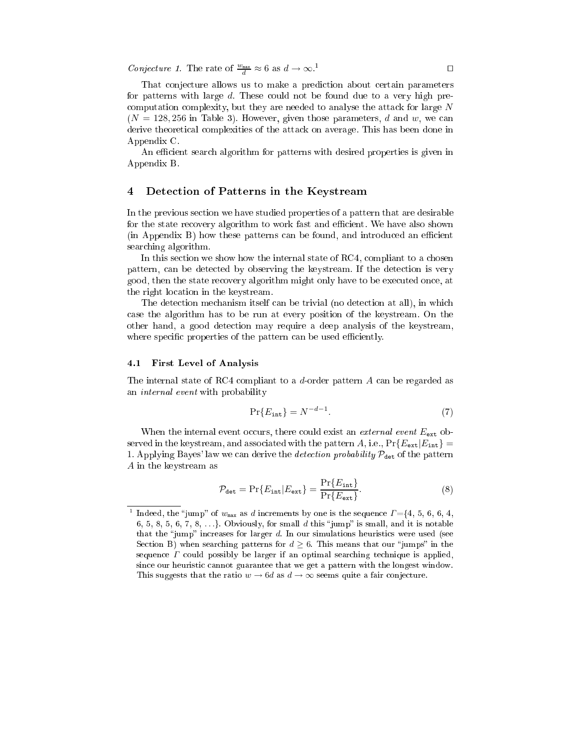*Conjecture 1.* The rate of $\frac{w_{\max}}{d} \approx 6$ as $d \to \infty$.[1] □

That conjecture allows us to make a prediction about certain parameters for patterns with large $d$. These could not be found due to a very high precomputation complexity, but they are needed to analyse the attack for large $N$ ($N = 128, 256$ in Table 3). However, given those parameters, $d$ and $w$, we can derive theoretical complexities of the attack on average. This has been done in Appendix C.

An efficient search algorithm for patterns with desired properties is given in Appendix B.

## 4 Detection of Patterns in the Keystream

In the previous section we have studied properties of a pattern that are desirable for the state recovery algorithm to work fast and efficient. We have also shown (in Appendix B) how these patterns can be found, and introduced an efficient searching algorithm.

In this section we show how the internal state of RC4, compliant to a chosen pattern, can be detected by observing the keystream. If the detection is very good, then the state recovery algorithm might only have to be executed once, at the right location in the keystream.

The detection mechanism itself can be trivial (no detection at all), in which case the algorithm has to be run at every position of the keystream. On the other hand, a good detection may require a deep analysis of the keystream, where specific properties of the pattern can be used efficiently.

### 4.1 First Level of Analysis

The internal state of RC4 compliant to a $d$-order pattern $A$ can be regarded as an *internal event* with probability

$$\Pr\{E_{\mathtt{int}}\} = N^{-d-1}. \tag{7}$$

When the internal event occurs, there could exist an *external event* $E_{\mathtt{ext}}$ observed in the keystream, and associated with the pattern $A$, i.e., $\Pr\{E_{\mathtt{ext}}|E_{\mathtt{int}}\} = 1$. Applying Bayes' law we can derive the *detection probability* $\mathcal{P}_{\mathtt{det}}$ of the pattern $A$ in the keystream as

$$\mathcal{P}_{\mathtt{det}} = \Pr\{E_{\mathtt{int}}|E_{\mathtt{ext}}\} = \frac{\Pr\{E_{\mathtt{int}}\}}{\Pr\{E_{\mathtt{ext}}\}}. \tag{8}$$

---

[1] Indeed, the "jump" of $w_{\max}$ as $d$ increments by one is the sequence $\Gamma$={4, 5, 6, 6, 4, 6, 5, 8, 5, 6, 7, 8, ...}. Obviously, for small $d$ this "jump" is small, and it is notable that the "jump" increases for larger $d$. In our simulations heuristics were used (see Section B) when searching patterns for $d \geq 6$. This means that our "jumps" in the sequence $\Gamma$ could possibly be larger if an optimal searching technique is applied, since our heuristic cannot guarantee that we get a pattern with the longest window. This suggests that the ratio $w \to 6d$ as $d \to \infty$ seems quite a fair conjecture.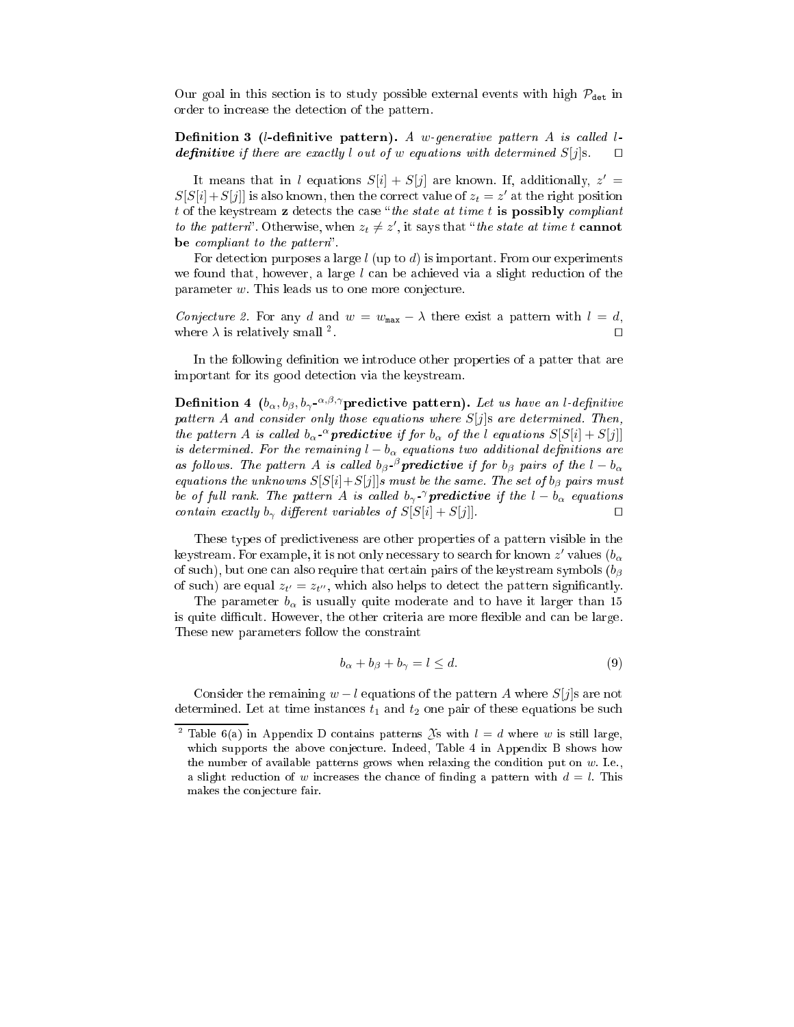Our goal in this section is to study possible external events with high $\mathcal{P}_{\mathtt{det}}$ in order to increase the detection of the pattern.

**Definition 3 ($l$-definitive pattern).** *A $w$-generative pattern $A$ is called $l$-**definitive** if there are exactly $l$ out of $w$ equations with determined $S[j]$s.* $\square$

It means that in $l$ equations $S[i]+S[j]$ are known. If, additionally, $z' = S[S[i]+S[j]]$ is also known, then the correct value of $z_t = z'$ at the right position $t$ of the keystream $\mathbf{z}$ detects the case "*the state at time t* **is possibly** *compliant to the pattern*". Otherwise, when $z_t \neq z'$, it says that "*the state at time t* **cannot be** *compliant to the pattern*".

For detection purposes a large $l$ (up to $d$) is important. From our experiments we found that, however, a large $l$ can be achieved via a slight reduction of the parameter $w$. This leads us to one more conjecture.

*Conjecture 2.* For any $d$ and $w = w_{\mathtt{max}} - \lambda$ there exist a pattern with $l = d$, where $\lambda$ is relatively small [2]. $\square$

In the following definition we introduce other properties of a patter that are important for its good detection via the keystream.

**Definition 4 ($b_\alpha, b_\beta, b_\gamma$-$^{\alpha,\beta,\gamma}$predictive pattern).** *Let us have an $l$-definitive pattern $A$ and consider only those equations where $S[j]$s are determined. Then, the pattern $A$ is called $b_\alpha$-$^{\alpha}$**predictive** if for $b_\alpha$ of the $l$ equations $S[S[i]+S[j]]$ is determined. For the remaining $l - b_\alpha$ equations two additional definitions are as follows. The pattern $A$ is called $b_\beta$-$^{\beta}$**predictive** if for $b_\beta$ pairs of the $l - b_\alpha$ equations the unknowns $S[S[i]+S[j]]$s must be the same. The set of $b_\beta$ pairs must be of full rank. The pattern $A$ is called $b_\gamma$-$^{\gamma}$**predictive** if the $l - b_\alpha$ equations contain exactly $b_\gamma$ different variables of $S[S[i]+S[j]]$.* $\square$

These types of predictiveness are other properties of a pattern visible in the keystream. For example, it is not only necessary to search for known $z'$ values ($b_\alpha$ of such), but one can also require that certain pairs of the keystream symbols ($b_\beta$ of such) are equal $z_{t'} = z_{t''}$, which also helps to detect the pattern significantly.

The parameter $b_\alpha$ is usually quite moderate and to have it larger than 15 is quite difficult. However, the other criteria are more flexible and can be large. These new parameters follow the constraint

$$b_\alpha + b_\beta + b_\gamma = l \leq d. \tag{9}$$

Consider the remaining $w - l$ equations of the pattern $A$ where $S[j]$s are not determined. Let at time instances $t_1$ and $t_2$ one pair of these equations be such

---

[2] Table 6(a) in Appendix D contains patterns $\mathfrak{X}$s with $l = d$ where $w$ is still large, which supports the above conjecture. Indeed, Table 4 in Appendix B shows how the number of available patterns grows when relaxing the condition put on $w$. I.e., a slight reduction of $w$ increases the chance of finding a pattern with $d = l$. This makes the conjecture fair.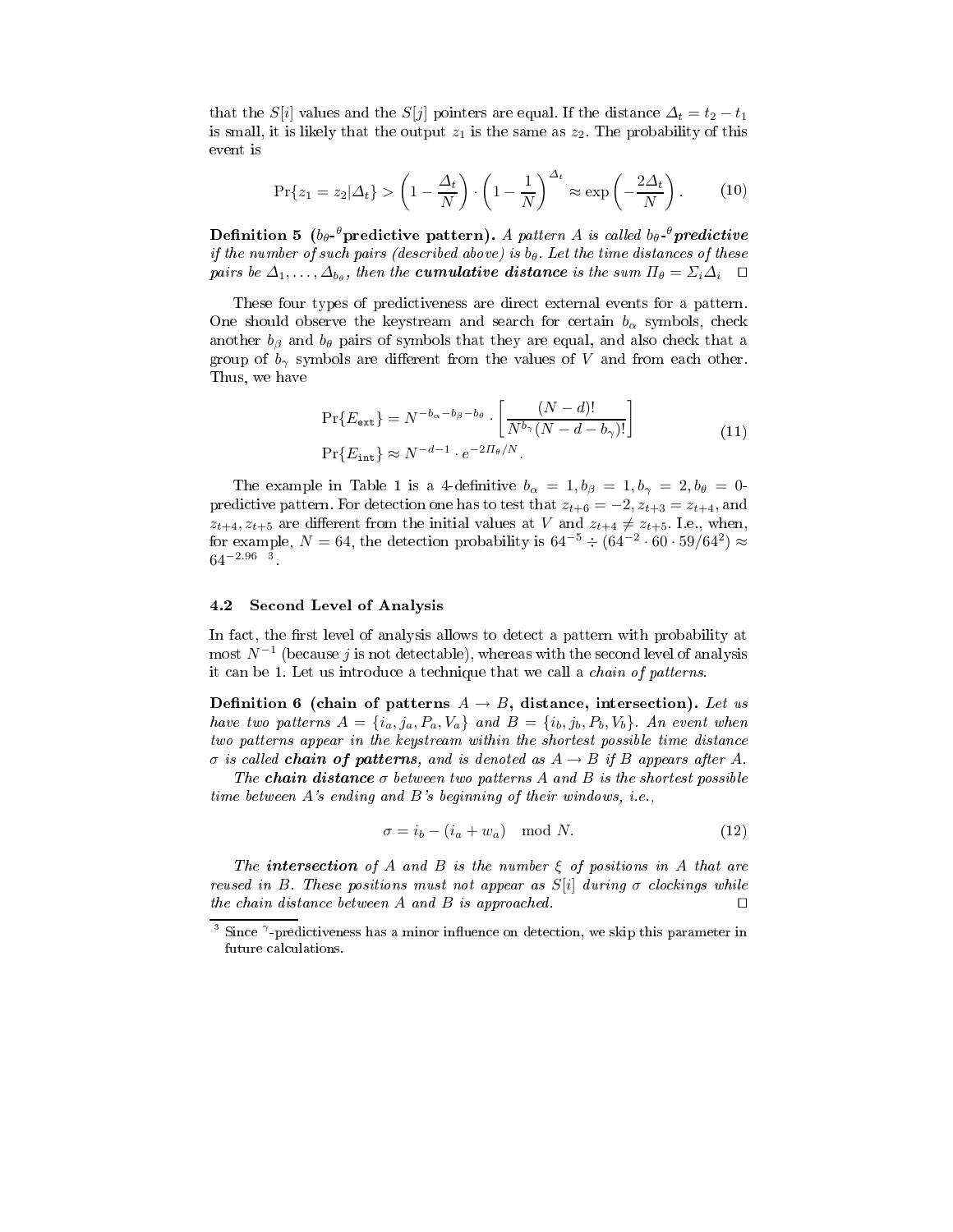that the $S[i]$ values and the $S[j]$ pointers are equal. If the distance $\Delta_t = t_2 - t_1$ is small, it is likely that the output $z_1$ is the same as $z_2$. The probability of this event is

$$\Pr\{z_1 = z_2 | \Delta_t\} > \left(1 - \frac{\Delta_t}{N}\right) \cdot \left(1 - \frac{1}{N}\right)^{\Delta_t} \approx \exp\left(-\frac{2\Delta_t}{N}\right). \tag{10}$$

**Definition 5** (**$b_\theta$-$^\theta$predictive pattern**). *A pattern $A$ is called $b_\theta$-$^\theta$**predictive** if the number of such pairs (described above) is $b_\theta$. Let the time distances of these pairs be $\Delta_1, \ldots, \Delta_{b_\theta}$, then the **cumulative distance** is the sum $\Pi_\theta = \Sigma_i \Delta_i$* □

These four types of predictiveness are direct external events for a pattern. One should observe the keystream and search for certain $b_\alpha$ symbols, check another $b_\beta$ and $b_\theta$ pairs of symbols that they are equal, and also check that a group of $b_\gamma$ symbols are different from the values of $V$ and from each other. Thus, we have

$$\begin{aligned} \Pr\{E_{\texttt{ext}}\} &= N^{-b_\alpha - b_\beta - b_\theta} \cdot \left[\frac{(N-d)!}{N^{b_\gamma}(N-d-b_\gamma)!}\right] \\ \Pr\{E_{\texttt{int}}\} &\approx N^{-d-1} \cdot e^{-2\Pi_\theta/N}. \end{aligned} \tag{11}$$

The example in Table 1 is a 4-definitive $b_\alpha = 1, b_\beta = 1, b_\gamma = 2, b_\theta = 0$-predictive pattern. For detection one has to test that $z_{t+6} = -2, z_{t+3} = z_{t+4}$, and $z_{t+4}, z_{t+5}$ are different from the initial values at $V$ and $z_{t+4} \neq z_{t+5}$. I.e., when, for example, $N = 64$, the detection probability is $64^{-5} \div (64^{-2} \cdot 60 \cdot 59/64^2) \approx 64^{-2.96}$ [3].

### 4.2 Second Level of Analysis

In fact, the first level of analysis allows to detect a pattern with probability at most $N^{-1}$ (because $j$ is not detectable), whereas with the second level of analysis it can be 1. Let us introduce a technique that we call a *chain of patterns*.

**Definition 6** (**chain of patterns $A \to B$, distance, intersection**). *Let us have two patterns $A = \{i_a, j_a, P_a, V_a\}$ and $B = \{i_b, j_b, P_b, V_b\}$. An event when two patterns appear in the keystream within the shortest possible time distance $\sigma$ is called **chain of patterns**, and is denoted as $A \to B$ if $B$ appears after $A$.*

*The **chain distance** $\sigma$ between two patterns $A$ and $B$ is the shortest possible time between $A$'s ending and $B$'s beginning of their windows, i.e.,*

$$\sigma = i_b - (i_a + w_a) \mod N. \tag{12}$$

*The **intersection** of $A$ and $B$ is the number $\xi$ of positions in $A$ that are reused in $B$. These positions must not appear as $S[i]$ during $\sigma$ clockings while the chain distance between $A$ and $B$ is approached.* □

[3] Since $^\gamma$-predictiveness has a minor influence on detection, we skip this parameter in future calculations.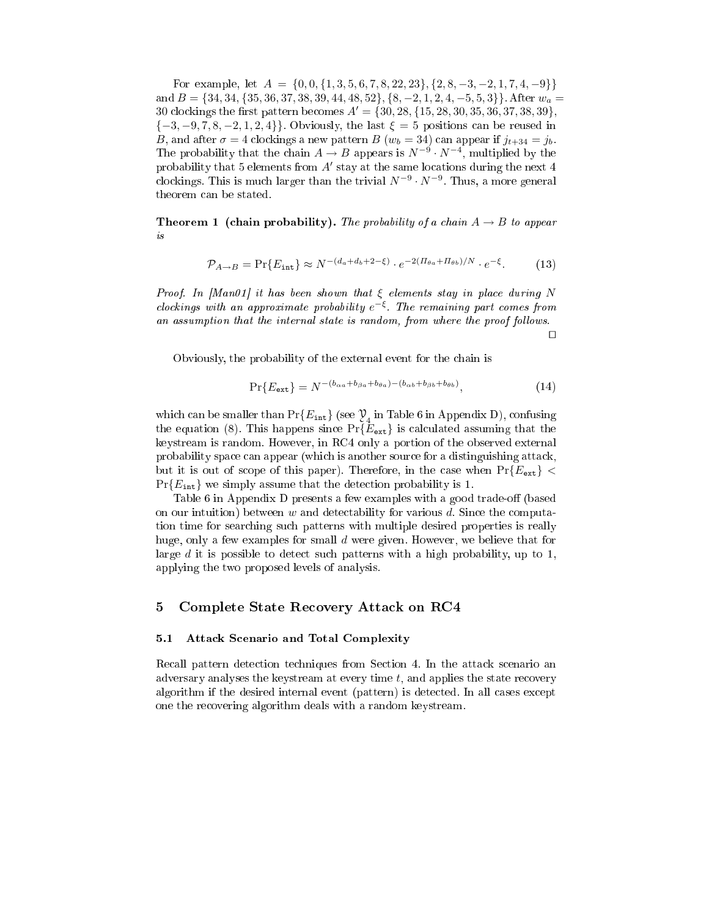For example, let $A = \{0, 0, \{1, 3, 5, 6, 7, 8, 22, 23\}, \{2, 8, -3, -2, 1, 7, 4, -9\}\}$ and $B = \{34, 34, \{35, 36, 37, 38, 39, 44, 48, 52\}, \{8, -2, 1, 2, 4, -5, 5, 3\}\}$. After $w_a = 30$ clockings the first pattern becomes $A' = \{30, 28, \{15, 28, 30, 35, 36, 37, 38, 39\}, \{-3, -9, 7, 8, -2, 1, 2, 4\}\}$. Obviously, the last $\xi = 5$ positions can be reused in $B$, and after $\sigma = 4$ clockings a new pattern $B$ ($w_b = 34$) can appear if $j_{t+34} = j_b$. The probability that the chain $A \to B$ appears is $N^{-9} \cdot N^{-4}$, multiplied by the probability that 5 elements from $A'$ stay at the same locations during the next 4 clockings. This is much larger than the trivial $N^{-9} \cdot N^{-9}$. Thus, a more general theorem can be stated.

**Theorem 1 (chain probability).** *The probability of a chain $A \to B$ to appear is*

$$\mathcal{P}_{A \to B} = \Pr\{E_{\texttt{int}}\} \approx N^{-(d_a + d_b + 2 - \xi)} \cdot e^{-2(\Pi_{\theta a} + \Pi_{\theta b})/N} \cdot e^{-\xi}. \tag{13}$$

*Proof. In [Man01] it has been shown that $\xi$ elements stay in place during $N$ clockings with an approximate probability $e^{-\xi}$. The remaining part comes from an assumption that the internal state is random, from where the proof follows.* □

Obviously, the probability of the external event for the chain is

$$\Pr\{E_{\texttt{ext}}\} = N^{-(b_{\alpha a} + b_{\beta a} + b_{\theta a}) - (b_{\alpha b} + b_{\beta b} + b_{\theta b})}, \tag{14}$$

which can be smaller than $\Pr\{E_{\texttt{int}}\}$ (see $\mathcal{Y}_4$ in Table 6 in Appendix D), confusing the equation (8). This happens since $\Pr\{E_{\texttt{ext}}\}$ is calculated assuming that the keystream is random. However, in RC4 only a portion of the observed external probability space can appear (which is another source for a distinguishing attack, but it is out of scope of this paper). Therefore, in the case when $\Pr\{E_{\texttt{ext}}\} < \Pr\{E_{\texttt{int}}\}$ we simply assume that the detection probability is 1.

Table 6 in Appendix D presents a few examples with a good trade-off (based on our intuition) between $w$ and detectability for various $d$. Since the computation time for searching such patterns with multiple desired properties is really huge, only a few examples for small $d$ were given. However, we believe that for large $d$ it is possible to detect such patterns with a high probability, up to 1, applying the two proposed levels of analysis.

## 5 Complete State Recovery Attack on RC4

### 5.1 Attack Scenario and Total Complexity

Recall pattern detection techniques from Section 4. In the attack scenario an adversary analyses the keystream at every time $t$, and applies the state recovery algorithm if the desired internal event (pattern) is detected. In all cases except one the recovering algorithm deals with a random keystream.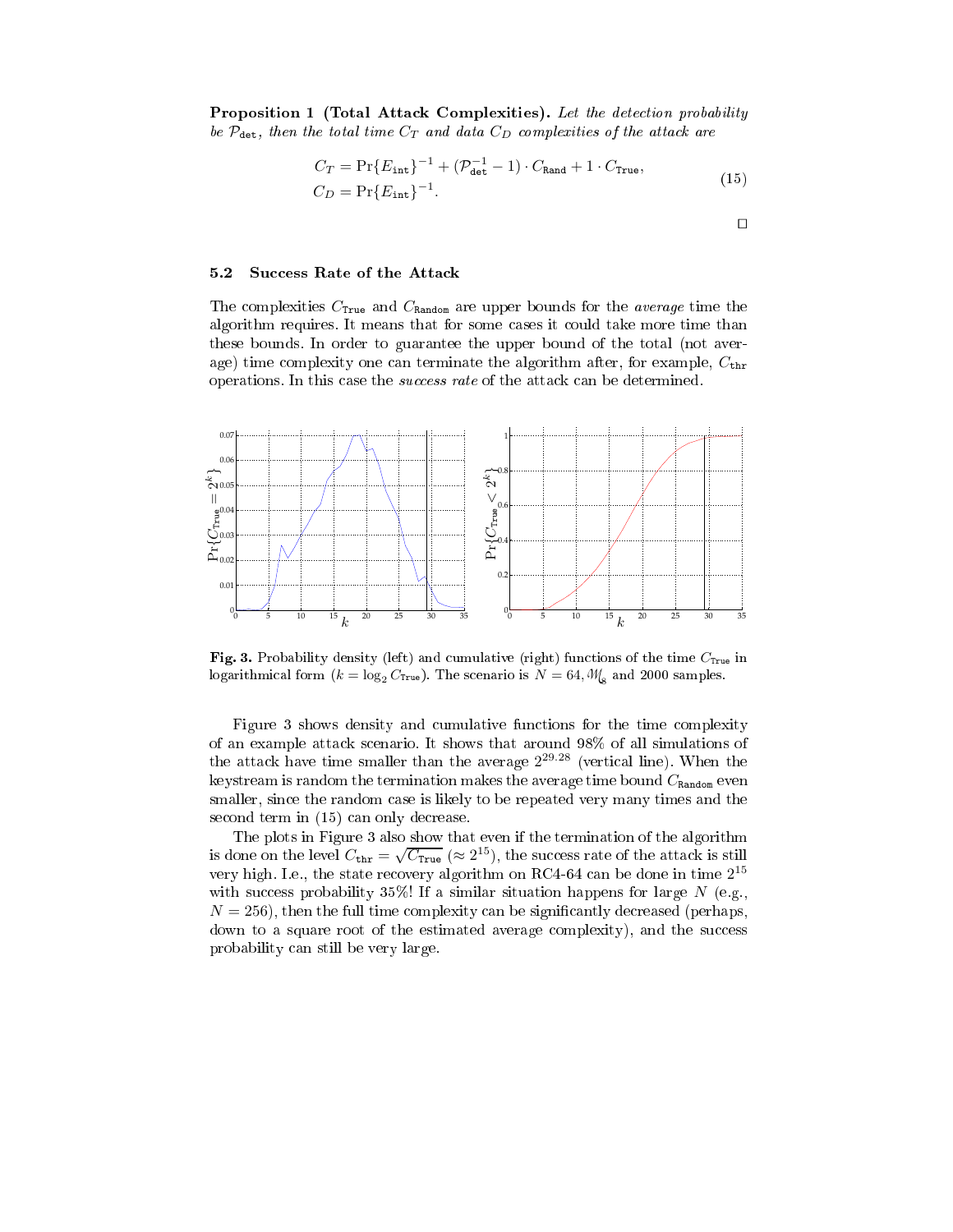**Proposition 1 (Total Attack Complexities).** *Let the detection probability be $\mathcal{P}_{\texttt{det}}$, then the total time $C_T$ and data $C_D$ complexities of the attack are*

$$
\begin{aligned}
C_T &= \Pr\{E_{\texttt{int}}\}^{-1} + (\mathcal{P}_{\texttt{det}}^{-1} - 1) \cdot C_{\texttt{Rand}} + 1 \cdot C_{\texttt{True}}, \\
C_D &= \Pr\{E_{\texttt{int}}\}^{-1}.
\end{aligned}
\tag{15}
$$

□

### 5.2 Success Rate of the Attack

The complexities $C_{\texttt{True}}$ and $C_{\texttt{Random}}$ are upper bounds for the *average* time the algorithm requires. It means that for some cases it could take more time than these bounds. In order to guarantee the upper bound of the total (not average) time complexity one can terminate the algorithm after, for example, $C_{\texttt{thr}}$ operations. In this case the *success rate* of the attack can be determined.

**Fig. 3.** Probability density (left) and cumulative (right) functions of the time $C_{\texttt{True}}$ in logarithmical form ($k = \log_2 C_{\texttt{True}}$). The scenario is $N = 64, \mathcal{M}_8$ and 2000 samples.

Figure 3 shows density and cumulative functions for the time complexity of an example attack scenario. It shows that around 98% of all simulations of the attack have time smaller than the average $2^{29.28}$ (vertical line). When the keystream is random the termination makes the average time bound $C_{\texttt{Random}}$ even smaller, since the random case is likely to be repeated very many times and the second term in (15) can only decrease.

The plots in Figure 3 also show that even if the termination of the algorithm is done on the level $C_{\texttt{thr}} = \sqrt{C_{\texttt{True}}}$ ($\approx 2^{15}$), the success rate of the attack is still very high. I.e., the state recovery algorithm on RC4-64 can be done in time $2^{15}$ with success probability 35%! If a similar situation happens for large $N$ (e.g., $N = 256$), then the full time complexity can be significantly decreased (perhaps, down to a square root of the estimated average complexity), and the success probability can still be very large.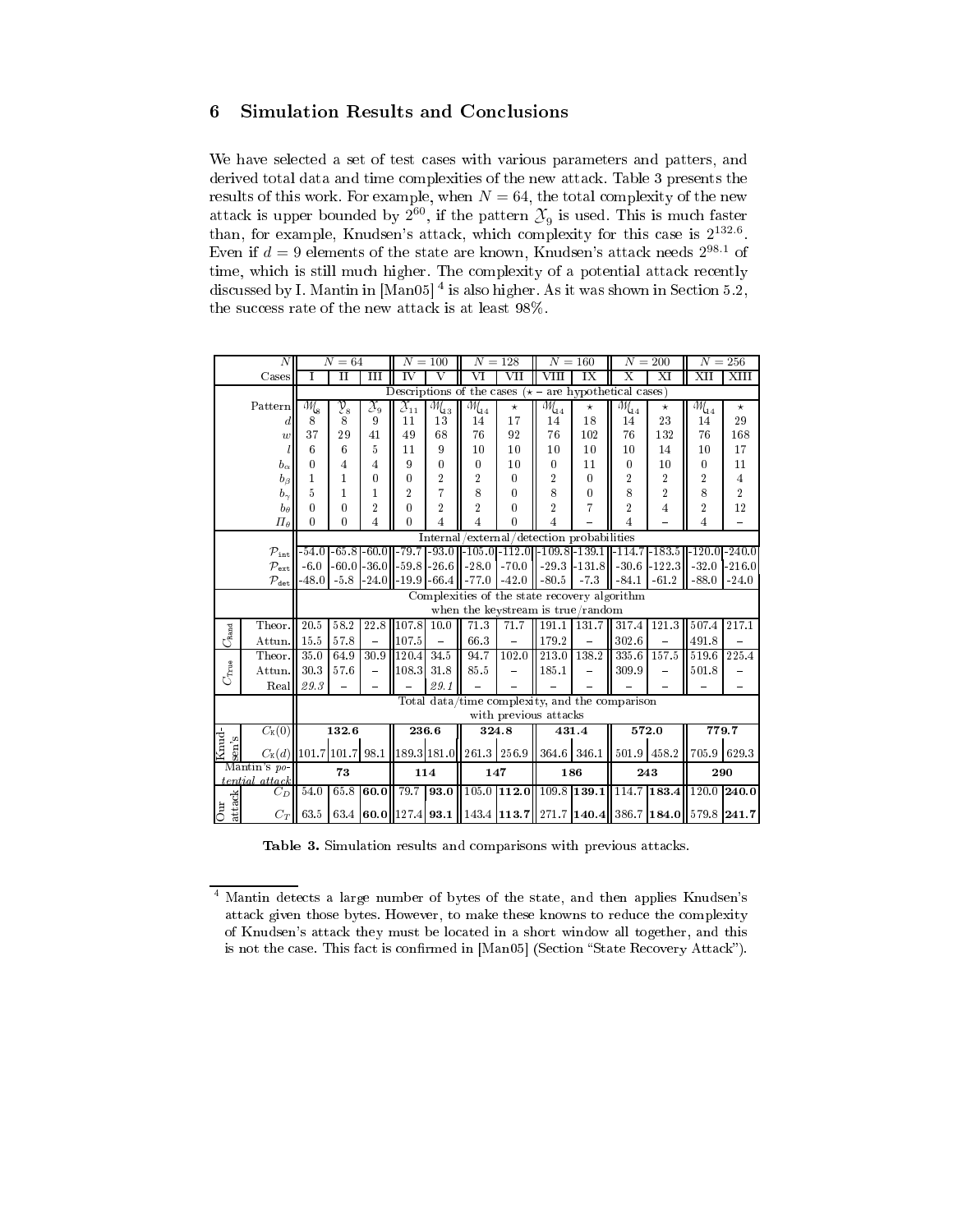## 6 Simulation Results and Conclusions

We have selected a set of test cases with various parameters and patters, and derived total data and time complexities of the new attack. Table 3 presents the results of this work. For example, when $N = 64$, the total complexity of the new attack is upper bounded by $2^{60}$, if the pattern $\mathcal{X}_9$ is used. This is much faster than, for example, Knudsen's attack, which complexity for this case is $2^{132.6}$. Even if $d = 9$ elements of the state are known, Knudsen's attack needs $2^{98.1}$ of time, which is still much higher. The complexity of a potential attack recently discussed by I. Mantin in [Man05] [4] is also higher. As it was shown in Section 5.2, the success rate of the new attack is at least 98%.

| | $N$ | $N=64$ | | | $N=100$ | | $N=128$ | | $N=160$ | | $N=200$ | | $N=256$ | |
|---|---|---|---|---|---|---|---|---|---|---|---|---|---|---|
| | Cases | I | II | III | IV | V | VI | VII | VIII | IX | X | XI | XII | XIII |
| | | Descriptions of the cases (⋆ – are hypothetical cases) | | | | | | | | | | | | |
| | Pattern | $\mathcal{M}_8$ | $\mathcal{Y}_8$ | $\mathcal{X}_9$ | $\mathcal{X}_{11}$ | $\mathcal{M}_{13}$ | $\mathcal{M}_{14}$ | ⋆ | $\mathcal{M}_{14}$ | ⋆ | $\mathcal{M}_{14}$ | ⋆ | $\mathcal{M}_{14}$ | ⋆ |
| | $d$ | 8 | 8 | 9 | 11 | 13 | 14 | 17 | 14 | 18 | 14 | 23 | 14 | 29 |
| | $w$ | 37 | 29 | 41 | 49 | 68 | 76 | 92 | 76 | 102 | 76 | 132 | 76 | 168 |
| | $l$ | 6 | 6 | 5 | 11 | 9 | 10 | 10 | 10 | 10 | 10 | 14 | 10 | 17 |
| | $b_\alpha$ | 0 | 4 | 4 | 9 | 0 | 0 | 10 | 0 | 11 | 0 | 10 | 0 | 11 |
| | $b_\beta$ | 1 | 1 | 0 | 0 | 2 | 2 | 0 | 2 | 0 | 2 | 2 | 2 | 4 |
| | $b_\gamma$ | 5 | 1 | 1 | 2 | 7 | 8 | 0 | 8 | 0 | 8 | 2 | 8 | 2 |
| | $b_\theta$ | 0 | 0 | 2 | 0 | 2 | 2 | 0 | 2 | 7 | 2 | 4 | 2 | 12 |
| | $\Pi_\theta$ | 0 | 0 | 4 | 0 | 4 | 4 | 0 | 4 | – | 4 | – | 4 | – |
| | | Internal/external/detection probabilities | | | | | | | | | | | | |
| | $\mathcal{P}_{\text{int}}$ | -54.0 | -65.8 | -60.0 | -79.7 | -93.0 | -105.0 | -112.0 | -109.8 | -139.1 | -114.7 | -183.5 | -120.0 | -240.0 |
| | $\mathcal{P}_{\text{ext}}$ | -6.0 | -60.0 | -36.0 | -59.8 | -26.6 | -28.0 | -70.0 | -29.3 | -131.8 | -30.6 | -122.3 | -32.0 | -216.0 |
| | $\mathcal{P}_{\text{det}}$ | -48.0 | -5.8 | -24.0 | -19.9 | -66.4 | -77.0 | -42.0 | -80.5 | -7.3 | -84.1 | -61.2 | -88.0 | -24.0 |
| | | Complexities of the state recovery algorithm when the keystream is true/random | | | | | | | | | | | | |
| $C_{\text{Rand}}$ | Theor. | 20.5 | 58.2 | 22.8 | 107.8 | 10.0 | 71.3 | 71.7 | 191.1 | 131.7 | 317.4 | 121.3 | 507.4 | 217.1 |
| | Attun. | 15.5 | 57.8 | – | 107.5 | – | 66.3 | – | 179.2 | – | 302.6 | – | 491.8 | – |
| $C_{\text{True}}$ | Theor. | 35.0 | 64.9 | 30.9 | 120.4 | 34.5 | 94.7 | 102.0 | 213.0 | 138.2 | 335.6 | 157.5 | 519.6 | 225.4 |
| | Attun. | 30.3 | 57.6 | – | 108.3 | 31.8 | 85.5 | – | 185.1 | – | 309.9 | – | 501.8 | – |
| | Real | *29.3* | – | – | – | *29.1* | – | – | – | – | – | – | – | – |
| | | Total data/time complexity, and the comparison with previous attacks | | | | | | | | | | | | |
| Knudsen's | $C_K(0)$ | **132.6** | | | **236.6** | | **324.8** | | **431.4** | | **572.0** | | **779.7** | |
| | $C_K(d)$ | 101.7 | 101.7 | 98.1 | 189.3 | 181.0 | 261.3 | 256.9 | 364.6 | 346.1 | 501.9 | 458.2 | 705.9 | 629.3 |
| Mantin's *potential attack* | | **73** | | | **114** | | **147** | | **186** | | **243** | | **290** | |
| Our attack | $C_D$ | 54.0 | 65.8 | **60.0** | 79.7 | **93.0** | 105.0 | **112.0** | 109.8 | **139.1** | 114.7 | **183.4** | 120.0 | **240.0** |
| | $C_T$ | 63.5 | 63.4 | **60.0** | 127.4 | **93.1** | 143.4 | **113.7** | 271.7 | **140.4** | 386.7 | **184.0** | 579.8 | **241.7** |

**Table 3.** Simulation results and comparisons with previous attacks.

---

[4] Mantin detects a large number of bytes of the state, and then applies Knudsen's attack given those bytes. However, to make these knowns to reduce the complexity of Knudsen's attack they must be located in a short window all together, and this is not the case. This fact is confirmed in [Man05] (Section "State Recovery Attack").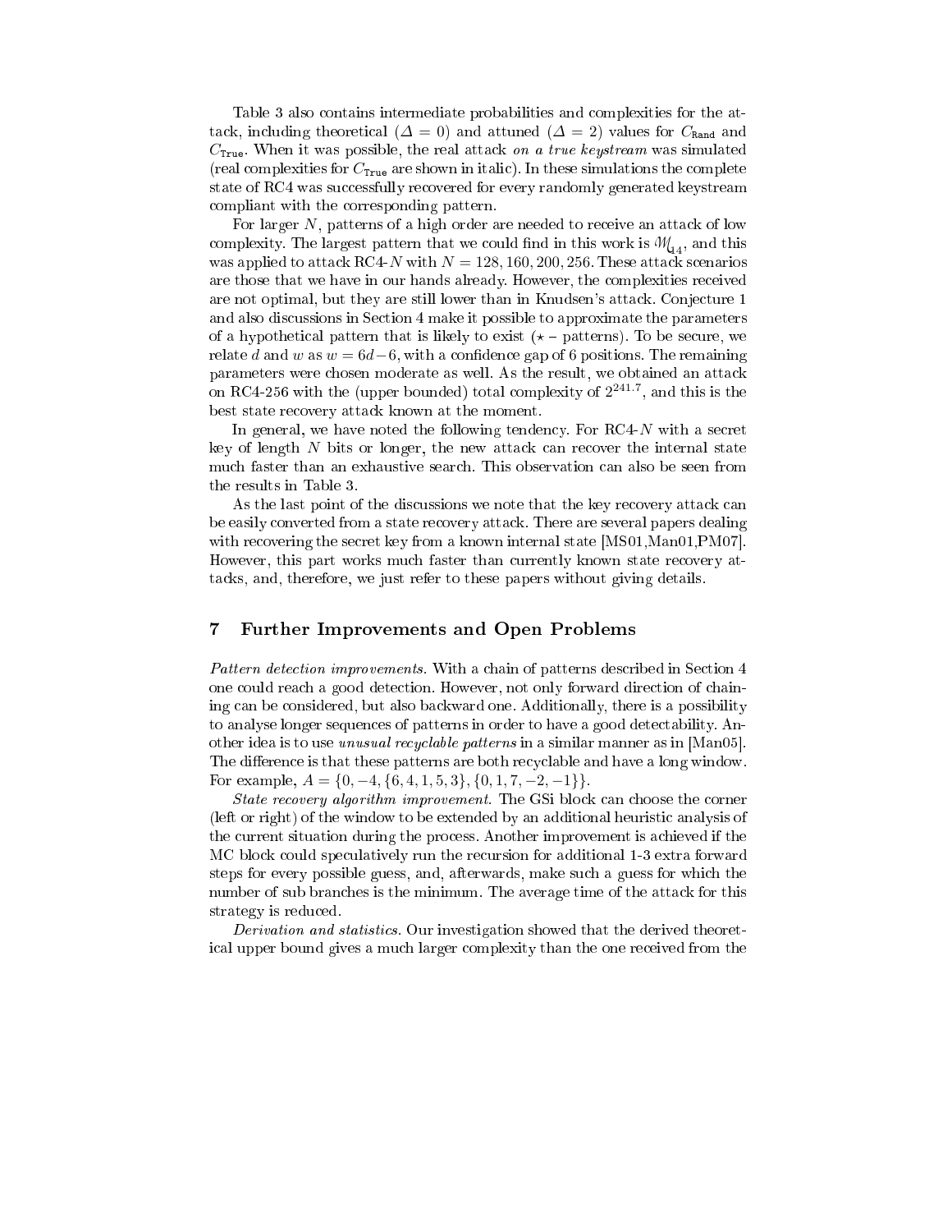Table 3 also contains intermediate probabilities and complexities for the attack, including theoretical ($\Delta = 0$) and attuned ($\Delta = 2$) values for $C_{\texttt{Rand}}$ and $C_{\texttt{True}}$. When it was possible, the real attack *on a true keystream* was simulated (real complexities for $C_{\texttt{True}}$ are shown in italic). In these simulations the complete state of RC4 was successfully recovered for every randomly generated keystream compliant with the corresponding pattern.

For larger $N$, patterns of a high order are needed to receive an attack of low complexity. The largest pattern that we could find in this work is $\mathcal{M}_{14}$, and this was applied to attack RC4-$N$ with $N = 128, 160, 200, 256$. These attack scenarios are those that we have in our hands already. However, the complexities received are not optimal, but they are still lower than in Knudsen's attack. Conjecture 1 and also discussions in Section 4 make it possible to approximate the parameters of a hypothetical pattern that is likely to exist ($\star$ – patterns). To be secure, we relate $d$ and $w$ as $w = 6d - 6$, with a confidence gap of 6 positions. The remaining parameters were chosen moderate as well. As the result, we obtained an attack on RC4-256 with the (upper bounded) total complexity of $2^{241.7}$, and this is the best state recovery attack known at the moment.

In general, we have noted the following tendency. For RC4-$N$ with a secret key of length $N$ bits or longer, the new attack can recover the internal state much faster than an exhaustive search. This observation can also be seen from the results in Table 3.

As the last point of the discussions we note that the key recovery attack can be easily converted from a state recovery attack. There are several papers dealing with recovering the secret key from a known internal state [MS01,Man01,PM07]. However, this part works much faster than currently known state recovery attacks, and, therefore, we just refer to these papers without giving details.

## 7 Further Improvements and Open Problems

*Pattern detection improvements.* With a chain of patterns described in Section 4 one could reach a good detection. However, not only forward direction of chaining can be considered, but also backward one. Additionally, there is a possibility to analyse longer sequences of patterns in order to have a good detectability. Another idea is to use *unusual recyclable patterns* in a similar manner as in [Man05]. The difference is that these patterns are both recyclable and have a long window. For example, $A = \{0, -4, \{6, 4, 1, 5, 3\}, \{0, 1, 7, -2, -1\}\}$.

*State recovery algorithm improvement.* The GSi block can choose the corner (left or right) of the window to be extended by an additional heuristic analysis of the current situation during the process. Another improvement is achieved if the MC block could speculatively run the recursion for additional 1-3 extra forward steps for every possible guess, and, afterwards, make such a guess for which the number of sub branches is the minimum. The average time of the attack for this strategy is reduced.

*Derivation and statistics.* Our investigation showed that the derived theoretical upper bound gives a much larger complexity than the one received from the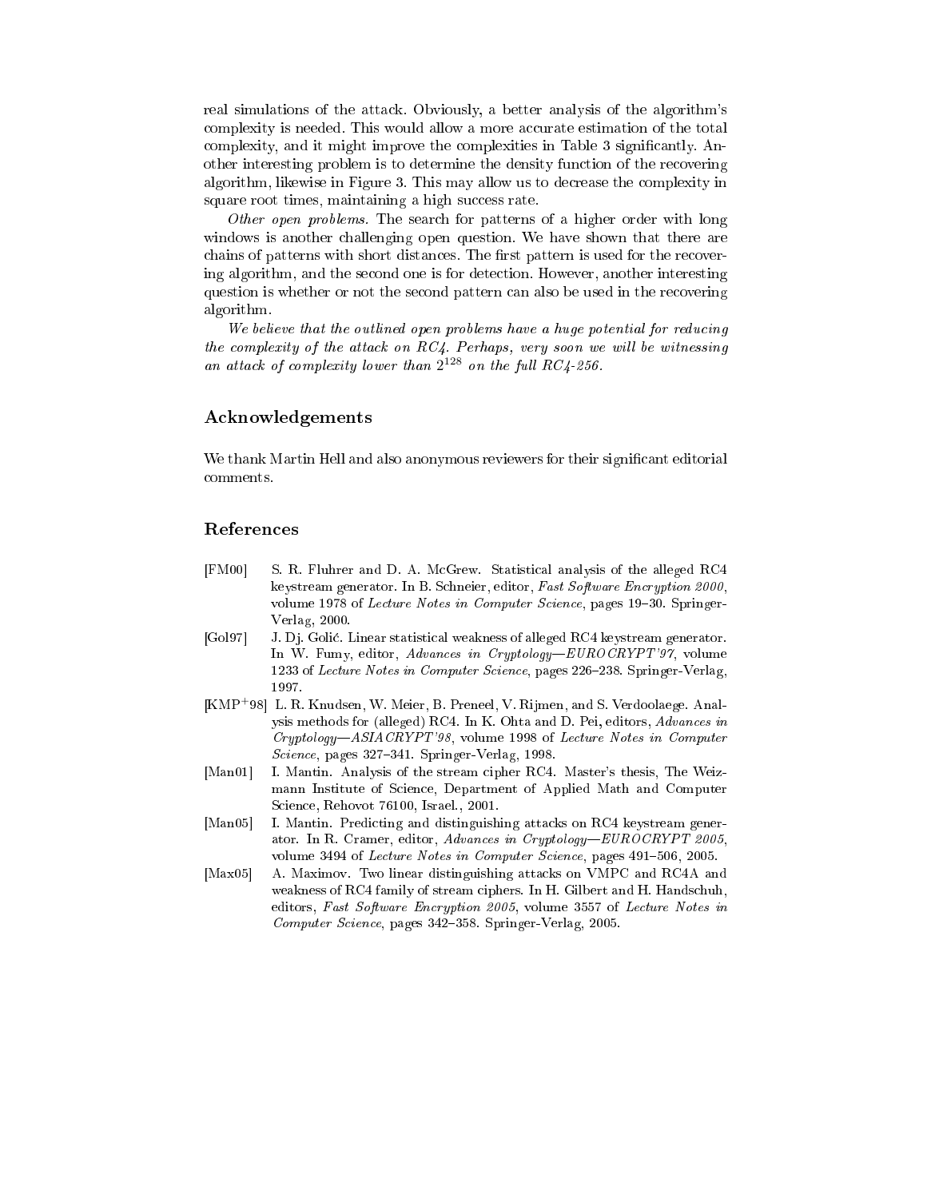real simulations of the attack. Obviously, a better analysis of the algorithm's complexity is needed. This would allow a more accurate estimation of the total complexity, and it might improve the complexities in Table 3 significantly. Another interesting problem is to determine the density function of the recovering algorithm, likewise in Figure 3. This may allow us to decrease the complexity in square root times, maintaining a high success rate.

*Other open problems.* The search for patterns of a higher order with long windows is another challenging open question. We have shown that there are chains of patterns with short distances. The first pattern is used for the recovering algorithm, and the second one is for detection. However, another interesting question is whether or not the second pattern can also be used in the recovering algorithm.

*We believe that the outlined open problems have a huge potential for reducing the complexity of the attack on RC4. Perhaps, very soon we will be witnessing an attack of complexity lower than $2^{128}$ on the full RC4-256.*

## Acknowledgements

We thank Martin Hell and also anonymous reviewers for their significant editorial comments.

## References

[FM00] S. R. Fluhrer and D. A. McGrew. Statistical analysis of the alleged RC4 keystream generator. In B. Schneier, editor, *Fast Software Encryption 2000*, volume 1978 of *Lecture Notes in Computer Science*, pages 19–30. Springer-Verlag, 2000.

[Gol97] J. Dj. Golić. Linear statistical weakness of alleged RC4 keystream generator. In W. Fumy, editor, *Advances in Cryptology—EUROCRYPT'97*, volume 1233 of *Lecture Notes in Computer Science*, pages 226–238. Springer-Verlag, 1997.

[KMP+98] L. R. Knudsen, W. Meier, B. Preneel, V. Rijmen, and S. Verdoolaege. Analysis methods for (alleged) RC4. In K. Ohta and D. Pei, editors, *Advances in Cryptology—ASIACRYPT'98*, volume 1998 of *Lecture Notes in Computer Science*, pages 327–341. Springer-Verlag, 1998.

[Man01] I. Mantin. Analysis of the stream cipher RC4. Master's thesis, The Weizmann Institute of Science, Department of Applied Math and Computer Science, Rehovot 76100, Israel., 2001.

[Man05] I. Mantin. Predicting and distinguishing attacks on RC4 keystream generator. In R. Cramer, editor, *Advances in Cryptology—EUROCRYPT 2005*, volume 3494 of *Lecture Notes in Computer Science*, pages 491–506, 2005.

[Max05] A. Maximov. Two linear distinguishing attacks on VMPC and RC4A and weakness of RC4 family of stream ciphers. In H. Gilbert and H. Handschuh, editors, *Fast Software Encryption 2005*, volume 3557 of *Lecture Notes in Computer Science*, pages 342–358. Springer-Verlag, 2005.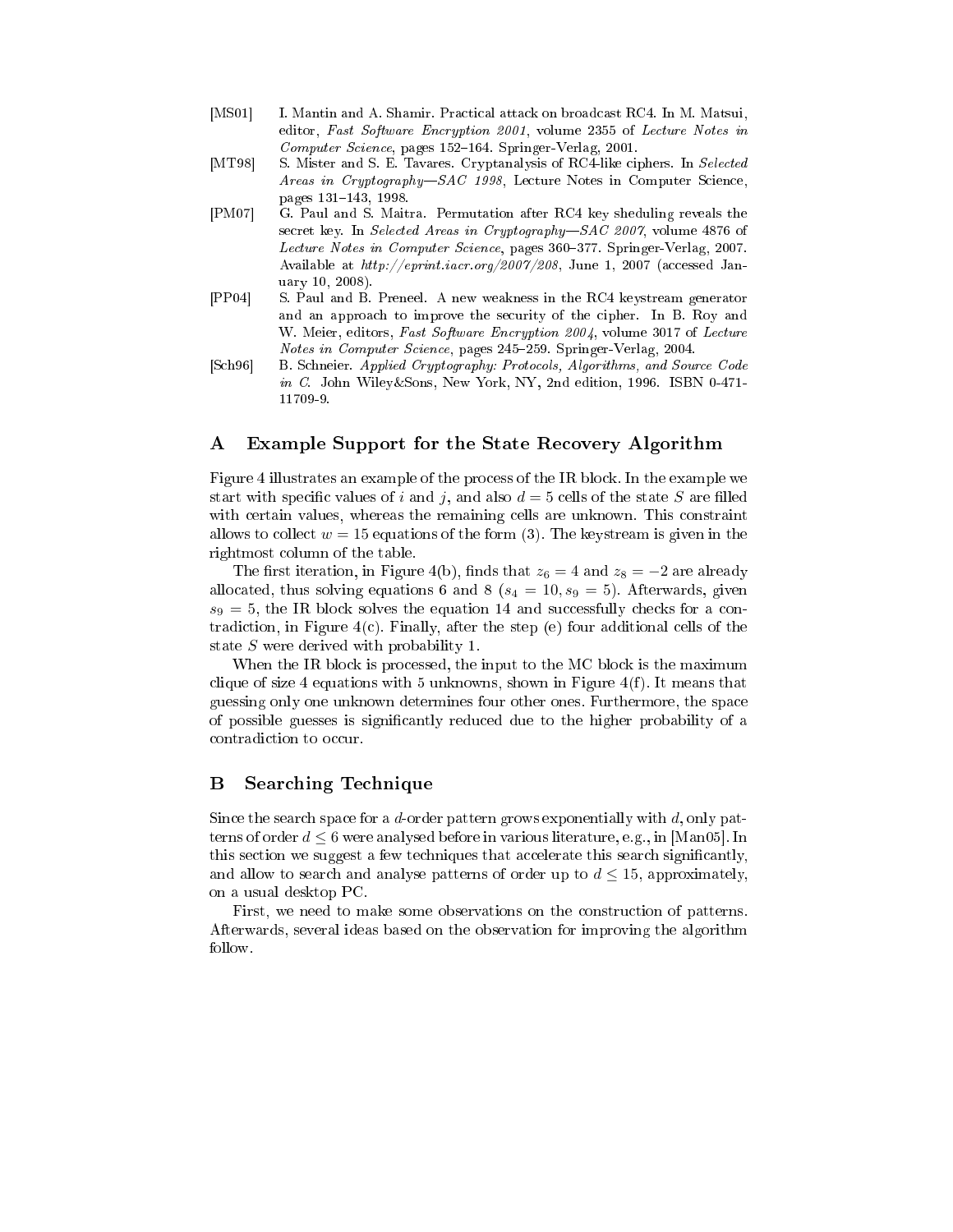[MS01] I. Mantin and A. Shamir. Practical attack on broadcast RC4. In M. Matsui, editor, *Fast Software Encryption 2001*, volume 2355 of *Lecture Notes in Computer Science*, pages 152–164. Springer-Verlag, 2001.

[MT98] S. Mister and S. E. Tavares. Cryptanalysis of RC4-like ciphers. In *Selected Areas in Cryptography—SAC 1998*, Lecture Notes in Computer Science, pages 131–143, 1998.

[PM07] G. Paul and S. Maitra. Permutation after RC4 key sheduling reveals the secret key. In *Selected Areas in Cryptography—SAC 2007*, volume 4876 of *Lecture Notes in Computer Science*, pages 360–377. Springer-Verlag, 2007. Available at *http://eprint.iacr.org/2007/208*, June 1, 2007 (accessed January 10, 2008).

[PP04] S. Paul and B. Preneel. A new weakness in the RC4 keystream generator and an approach to improve the security of the cipher. In B. Roy and W. Meier, editors, *Fast Software Encryption 2004*, volume 3017 of *Lecture Notes in Computer Science*, pages 245–259. Springer-Verlag, 2004.

[Sch96] B. Schneier. *Applied Cryptography: Protocols, Algorithms, and Source Code in C*. John Wiley&Sons, New York, NY, 2nd edition, 1996. ISBN 0-471-11709-9.

## A Example Support for the State Recovery Algorithm

Figure 4 illustrates an example of the process of the IR block. In the example we start with specific values of $i$ and $j$, and also $d = 5$ cells of the state $S$ are filled with certain values, whereas the remaining cells are unknown. This constraint allows to collect $w = 15$ equations of the form (3). The keystream is given in the rightmost column of the table.

The first iteration, in Figure 4(b), finds that $z_6 = 4$ and $z_8 = -2$ are already allocated, thus solving equations 6 and 8 ($s_4 = 10, s_9 = 5$). Afterwards, given $s_9 = 5$, the IR block solves the equation 14 and successfully checks for a contradiction, in Figure 4(c). Finally, after the step (e) four additional cells of the state $S$ were derived with probability 1.

When the IR block is processed, the input to the MC block is the maximum clique of size 4 equations with 5 unknowns, shown in Figure 4(f). It means that guessing only one unknown determines four other ones. Furthermore, the space of possible guesses is significantly reduced due to the higher probability of a contradiction to occur.

## B Searching Technique

Since the search space for a $d$-order pattern grows exponentially with $d$, only patterns of order $d \leq 6$ were analysed before in various literature, e.g., in [Man05]. In this section we suggest a few techniques that accelerate this search significantly, and allow to search and analyse patterns of order up to $d \leq 15$, approximately, on a usual desktop PC.

First, we need to make some observations on the construction of patterns. Afterwards, several ideas based on the observation for improving the algorithm follow.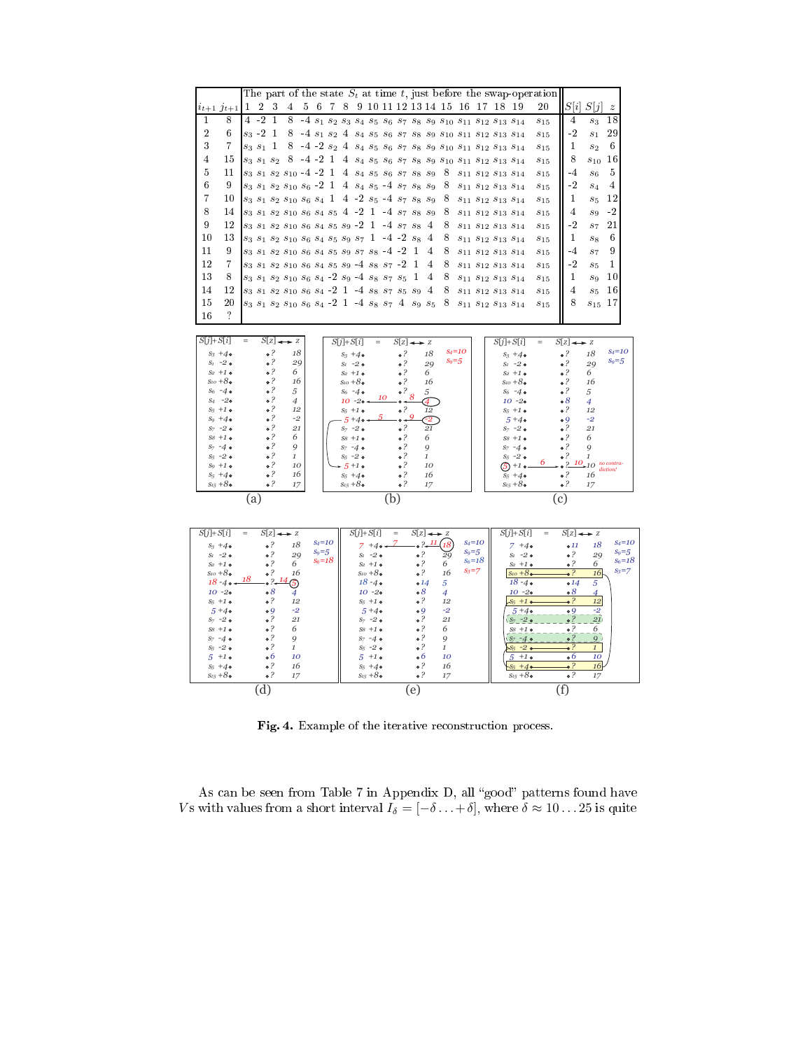| $i_{t+1}$ | $j_{t+1}$ | 1 | 2 | 3 | 4 | 5 | 6 | 7 | 8 | 9 | 10 | 11 | 12 | 13 | 14 | 15 | 16 | 17 | 18 | 19 | 20 | $S[i]$ | $S[j]$ | $z$ |
|---|---|---|---|---|---|---|---|---|---|---|---|---|---|---|---|---|---|---|---|---|---|---|---|---|
| | | The part of the state $S_t$ at time $t$, just before the swap-operation | | | | | | | | | | | | | | | | | | | | | | |
| 1 | 8 | 4 | -2 | 1 | 8 | -4 | $s_1$ | $s_2$ | $s_3$ | $s_4$ | $s_5$ | $s_6$ | $s_7$ | $s_8$ | $s_9$ | $s_{10}$ | $s_{11}$ | $s_{12}$ | $s_{13}$ | $s_{14}$ | $s_{15}$ | 4 | $s_3$ | 18 |
| 2 | 6 | $s_3$ | -2 | 1 | 8 | -4 | $s_1$ | $s_2$ | 4 | $s_4$ | $s_5$ | $s_6$ | $s_7$ | $s_8$ | $s_9$ | $s_{10}$ | $s_{11}$ | $s_{12}$ | $s_{13}$ | $s_{14}$ | $s_{15}$ | -2 | $s_1$ | 29 |
| 3 | 7 | $s_3$ | $s_1$ | 1 | 8 | -4 | -2 | $s_2$ | 4 | $s_4$ | $s_5$ | $s_6$ | $s_7$ | $s_8$ | $s_9$ | $s_{10}$ | $s_{11}$ | $s_{12}$ | $s_{13}$ | $s_{14}$ | $s_{15}$ | 1 | $s_2$ | 6 |
| 4 | 15 | $s_3$ | $s_1$ | $s_2$ | 8 | -4 | -2 | 1 | 4 | $s_4$ | $s_5$ | $s_6$ | $s_7$ | $s_8$ | $s_9$ | $s_{10}$ | $s_{11}$ | $s_{12}$ | $s_{13}$ | $s_{14}$ | $s_{15}$ | 8 | $s_{10}$ | 16 |
| 5 | 11 | $s_3$ | $s_1$ | $s_2$ | $s_{10}$ | -4 | -2 | 1 | 4 | $s_4$ | $s_5$ | $s_6$ | $s_7$ | $s_8$ | $s_9$ | 8 | $s_{11}$ | $s_{12}$ | $s_{13}$ | $s_{14}$ | $s_{15}$ | -4 | $s_6$ | 5 |
| 6 | 9 | $s_3$ | $s_1$ | $s_2$ | $s_{10}$ | $s_6$ | -2 | 1 | 4 | $s_4$ | $s_5$ | -4 | $s_7$ | $s_8$ | $s_9$ | 8 | $s_{11}$ | $s_{12}$ | $s_{13}$ | $s_{14}$ | $s_{15}$ | -2 | $s_4$ | 4 |
| 7 | 10 | $s_3$ | $s_1$ | $s_2$ | $s_{10}$ | $s_6$ | $s_4$ | 1 | 4 | -2 | $s_5$ | -4 | $s_7$ | $s_8$ | $s_9$ | 8 | $s_{11}$ | $s_{12}$ | $s_{13}$ | $s_{14}$ | $s_{15}$ | 1 | $s_5$ | 12 |
| 8 | 14 | $s_3$ | $s_1$ | $s_2$ | $s_{10}$ | $s_6$ | $s_4$ | $s_5$ | 4 | -2 | 1 | -4 | $s_7$ | $s_8$ | $s_9$ | 8 | $s_{11}$ | $s_{12}$ | $s_{13}$ | $s_{14}$ | $s_{15}$ | 4 | $s_9$ | -2 |
| 9 | 12 | $s_3$ | $s_1$ | $s_2$ | $s_{10}$ | $s_6$ | $s_4$ | $s_5$ | $s_9$ | -2 | 1 | -4 | $s_7$ | $s_8$ | 4 | 8 | $s_{11}$ | $s_{12}$ | $s_{13}$ | $s_{14}$ | $s_{15}$ | -2 | $s_7$ | 21 |
| 10 | 13 | $s_3$ | $s_1$ | $s_2$ | $s_{10}$ | $s_6$ | $s_4$ | $s_5$ | $s_9$ | $s_7$ | 1 | -4 | -2 | $s_8$ | 4 | 8 | $s_{11}$ | $s_{12}$ | $s_{13}$ | $s_{14}$ | $s_{15}$ | 1 | $s_8$ | 6 |
| 11 | 9 | $s_3$ | $s_1$ | $s_2$ | $s_{10}$ | $s_6$ | $s_4$ | $s_5$ | $s_9$ | $s_7$ | $s_8$ | -4 | -2 | 1 | 4 | 8 | $s_{11}$ | $s_{12}$ | $s_{13}$ | $s_{14}$ | $s_{15}$ | -4 | $s_7$ | 9 |
| 12 | 7 | $s_3$ | $s_1$ | $s_2$ | $s_{10}$ | $s_6$ | $s_4$ | $s_5$ | $s_9$ | -4 | $s_8$ | $s_7$ | -2 | 1 | 4 | 8 | $s_{11}$ | $s_{12}$ | $s_{13}$ | $s_{14}$ | $s_{15}$ | -2 | $s_5$ | 1 |
| 13 | 8 | $s_3$ | $s_1$ | $s_2$ | $s_{10}$ | $s_6$ | $s_4$ | -2 | $s_9$ | -4 | $s_8$ | $s_7$ | $s_5$ | 1 | 4 | 8 | $s_{11}$ | $s_{12}$ | $s_{13}$ | $s_{14}$ | $s_{15}$ | 1 | $s_9$ | 10 |
| 14 | 12 | $s_3$ | $s_1$ | $s_2$ | $s_{10}$ | $s_6$ | $s_4$ | -2 | 1 | -4 | $s_8$ | $s_7$ | $s_5$ | $s_9$ | 4 | 8 | $s_{11}$ | $s_{12}$ | $s_{13}$ | $s_{14}$ | $s_{15}$ | 4 | $s_5$ | 16 |
| 15 | 20 | $s_3$ | $s_1$ | $s_2$ | $s_{10}$ | $s_6$ | $s_4$ | -2 | 1 | -4 | $s_8$ | $s_7$ | 4 | $s_9$ | $s_5$ | 8 | $s_{11}$ | $s_{12}$ | $s_{13}$ | $s_{14}$ | $s_{15}$ | 8 | $s_{15}$ | 17 |
| 16 | ? | | | | | | | | | | | | | | | | | | | | | | | |

**Fig. 4.** Example of the iterative reconstruction process.

As can be seen from Table 7 in Appendix D, all "good" patterns found have $V$s with values from a short interval $I_\delta = [-\delta \ldots +\delta]$, where $\delta \approx 10 \ldots 25$ is quite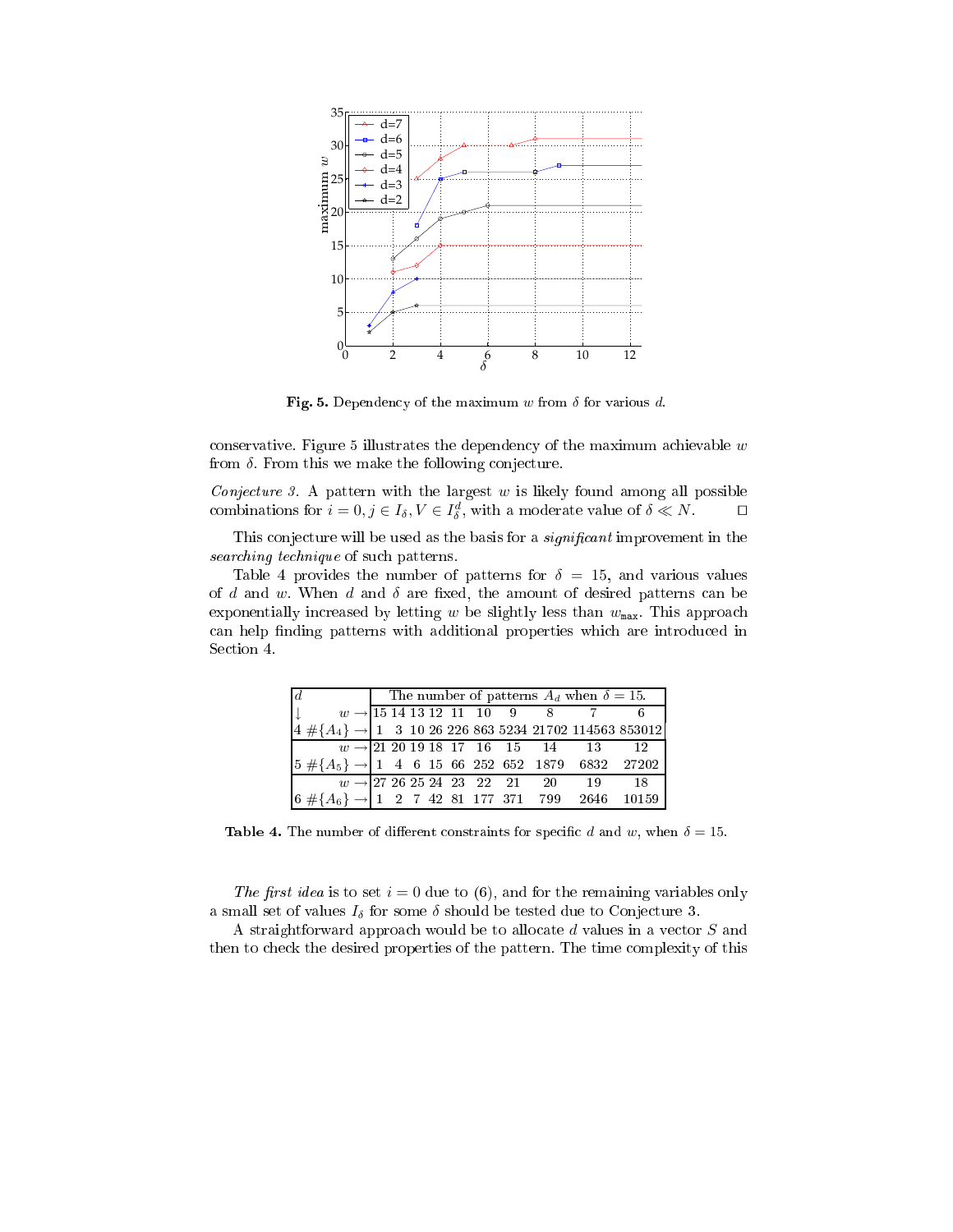**Fig. 5.** Dependency of the maximum $w$ from $\delta$ for various $d$.

conservative. Figure 5 illustrates the dependency of the maximum achievable $w$ from $\delta$. From this we make the following conjecture.

*Conjecture 3.* A pattern with the largest $w$ is likely found among all possible combinations for $i = 0, j \in I_\delta, V \in I_\delta^d$, with a moderate value of $\delta \ll N$. $\square$

This conjecture will be used as the basis for a *significant* improvement in the *searching technique* of such patterns.

Table 4 provides the number of patterns for $\delta = 15$, and various values of $d$ and $w$. When $d$ and $\delta$ are fixed, the amount of desired patterns can be exponentially increased by letting $w$ be slightly less than $w_{\max}$. This approach can help finding patterns with additional properties which are introduced in Section 4.

| $d$ | The number of patterns $A_d$ when $\delta = 15$. | | | | | | | | | |
|---|---|---|---|---|---|---|---|---|---|---|
| $\downarrow$ $w \rightarrow$ | 15 | 14 | 13 | 12 | 11 | 10 | 9 | 8 | 7 | 6 |
| 4 $\#\{A_4\} \rightarrow$ | 1 | 3 | 10 | 26 | 226 | 863 | 5234 | 21702 | 114563 | 853012 |
| $w \rightarrow$ | 21 | 20 | 19 | 18 | 17 | 16 | 15 | 14 | 13 | 12 |
| 5 $\#\{A_5\} \rightarrow$ | 1 | 4 | 6 | 15 | 66 | 252 | 652 | 1879 | 6832 | 27202 |
| $w \rightarrow$ | 27 | 26 | 25 | 24 | 23 | 22 | 21 | 20 | 19 | 18 |
| 6 $\#\{A_6\} \rightarrow$ | 1 | 2 | 7 | 42 | 81 | 177 | 371 | 799 | 2646 | 10159 |

**Table 4.** The number of different constraints for specific $d$ and $w$, when $\delta = 15$.

*The first idea* is to set $i = 0$ due to (6), and for the remaining variables only a small set of values $I_\delta$ for some $\delta$ should be tested due to Conjecture 3.

A straightforward approach would be to allocate $d$ values in a vector $S$ and then to check the desired properties of the pattern. The time complexity of this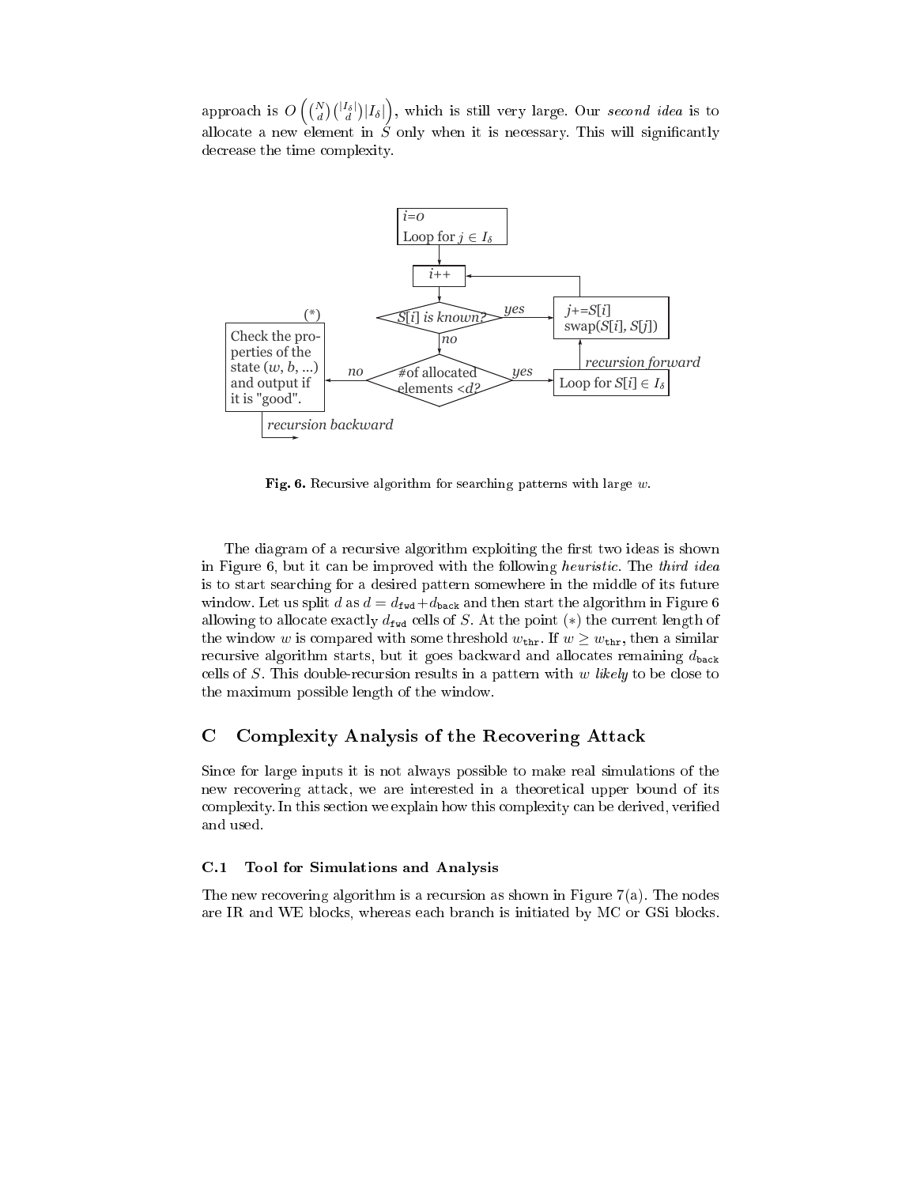approach is $O\left(\binom{N}{d}\binom{|I_\delta|}{d}|I_\delta|\right)$, which is still very large. Our *second idea* is to allocate a new element in $S$ only when it is necessary. This will significantly decrease the time complexity.

**Fig. 6.** Recursive algorithm for searching patterns with large $w$.

The diagram of a recursive algorithm exploiting the first two ideas is shown in Figure 6, but it can be improved with the following *heuristic*. The *third idea* is to start searching for a desired pattern somewhere in the middle of its future window. Let us split $d$ as $d = d_{\mathtt{fwd}} + d_{\mathtt{back}}$ and then start the algorithm in Figure 6 allowing to allocate exactly $d_{\mathtt{fwd}}$ cells of $S$. At the point $(*)$ the current length of the window $w$ is compared with some threshold $w_{\mathtt{thr}}$. If $w \geq w_{\mathtt{thr}}$, then a similar recursive algorithm starts, but it goes backward and allocates remaining $d_{\mathtt{back}}$ cells of $S$. This double-recursion results in a pattern with $w$ *likely* to be close to the maximum possible length of the window.

## C Complexity Analysis of the Recovering Attack

Since for large inputs it is not always possible to make real simulations of the new recovering attack, we are interested in a theoretical upper bound of its complexity. In this section we explain how this complexity can be derived, verified and used.

### C.1 Tool for Simulations and Analysis

The new recovering algorithm is a recursion as shown in Figure 7(a). The nodes are IR and WE blocks, whereas each branch is initiated by MC or GSi blocks.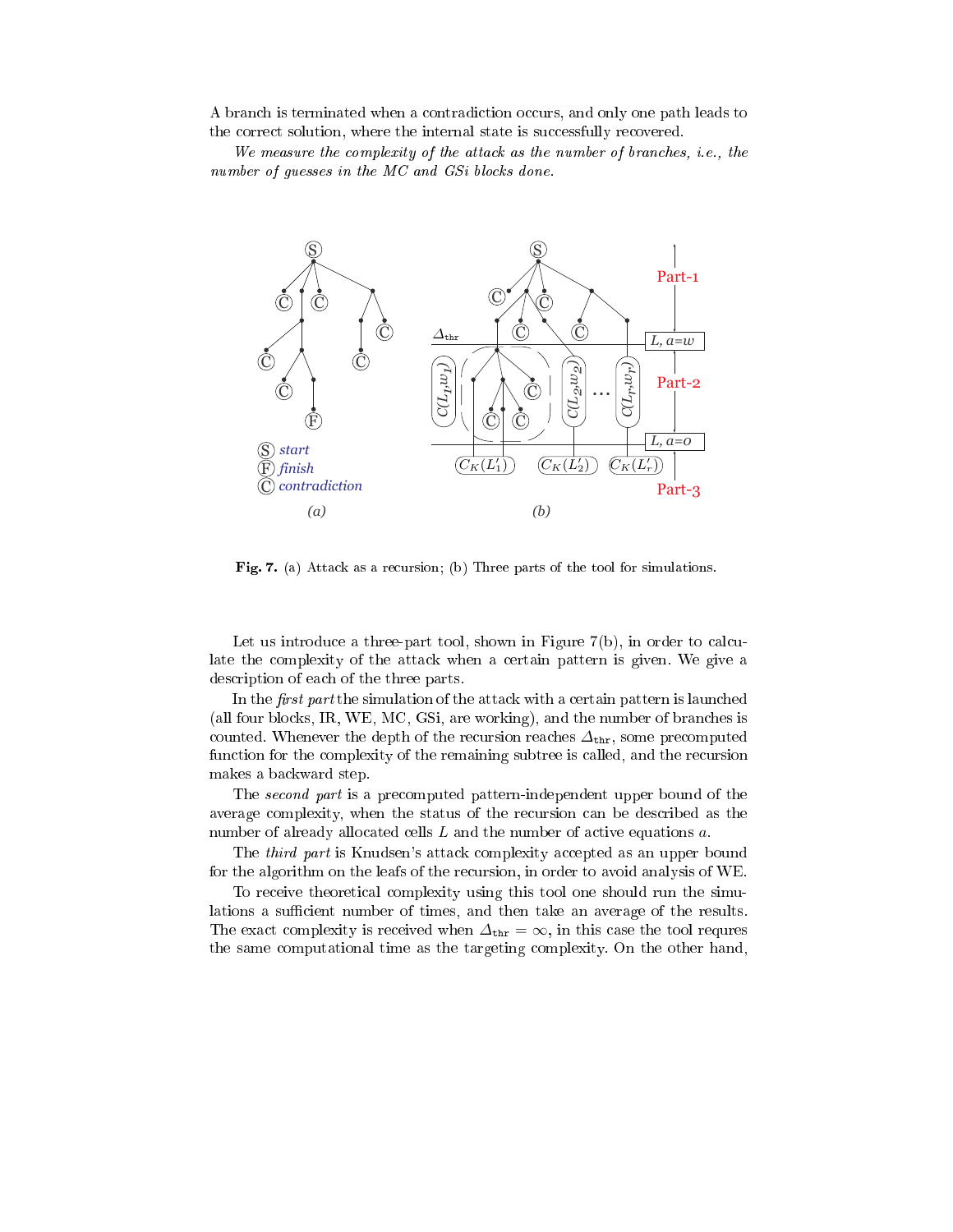A branch is terminated when a contradiction occurs, and only one path leads to the correct solution, where the internal state is successfully recovered.

*We measure the complexity of the attack as the number of branches, i.e., the number of guesses in the MC and GSi blocks done.*

**Fig. 7.** (a) Attack as a recursion; (b) Three parts of the tool for simulations.

Let us introduce a three-part tool, shown in Figure 7(b), in order to calculate the complexity of the attack when a certain pattern is given. We give a description of each of the three parts.

In the *first part* the simulation of the attack with a certain pattern is launched (all four blocks, IR, WE, MC, GSi, are working), and the number of branches is counted. Whenever the depth of the recursion reaches $\Delta_{\texttt{thr}}$, some precomputed function for the complexity of the remaining subtree is called, and the recursion makes a backward step.

The *second part* is a precomputed pattern-independent upper bound of the average complexity, when the status of the recursion can be described as the number of already allocated cells $L$ and the number of active equations $a$.

The *third part* is Knudsen's attack complexity accepted as an upper bound for the algorithm on the leafs of the recursion, in order to avoid analysis of WE.

To receive theoretical complexity using this tool one should run the simulations a sufficient number of times, and then take an average of the results. The exact complexity is received when $\Delta_{\texttt{thr}} = \infty$, in this case the tool requres the same computational time as the targeting complexity. On the other hand,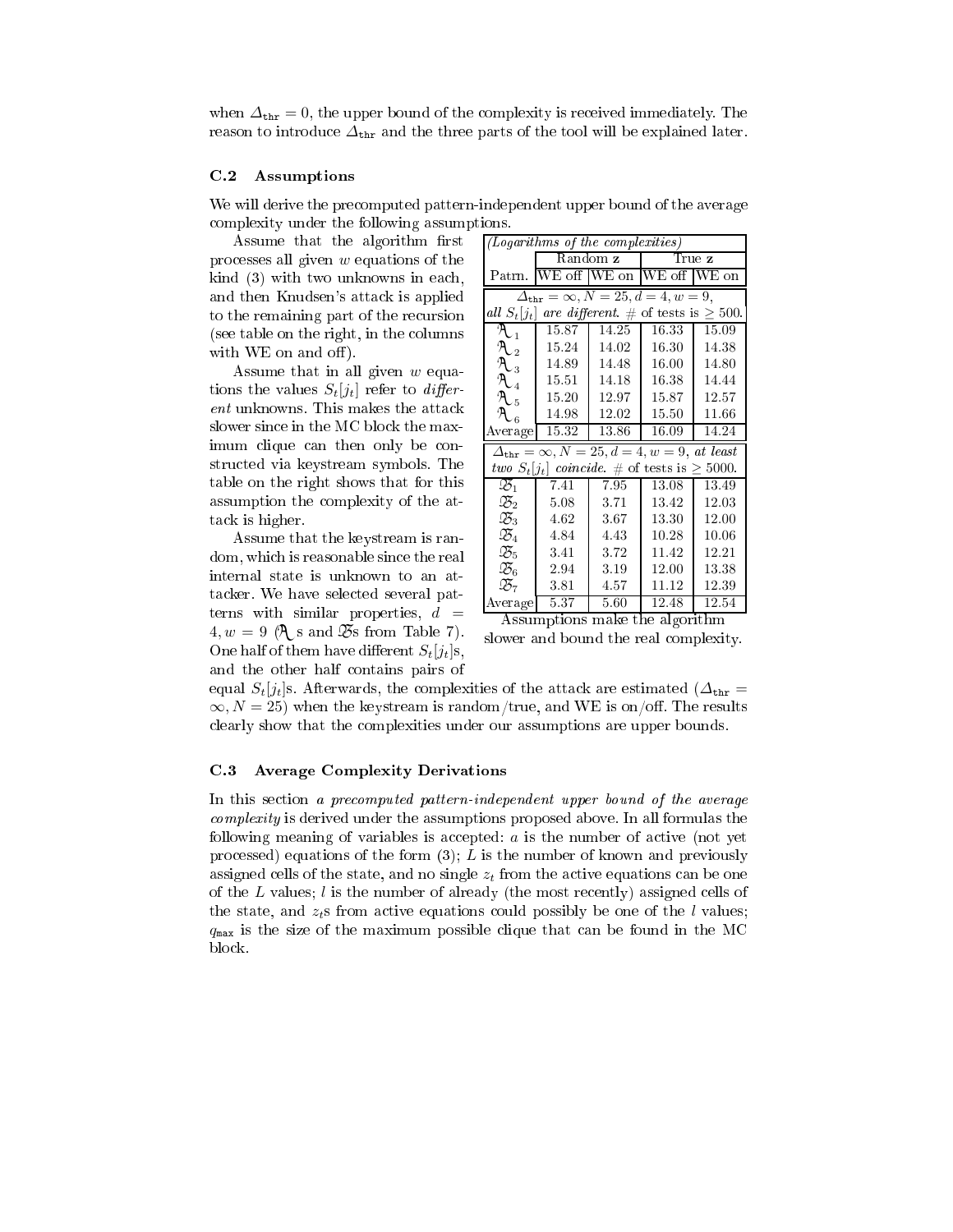when $\Delta_{\text{thr}} = 0$, the upper bound of the complexity is received immediately. The reason to introduce $\Delta_{\text{thr}}$ and the three parts of the tool will be explained later.

### C.2 Assumptions

We will derive the precomputed pattern-independent upper bound of the average complexity under the following assumptions.

Assume that the algorithm first processes all given $w$ equations of the kind (3) with two unknowns in each, and then Knudsen's attack is applied to the remaining part of the recursion (see table on the right, in the columns with WE on and off).

Assume that in all given $w$ equations the values $S_t[j_t]$ refer to *different* unknowns. This makes the attack slower since in the MC block the maximum clique can then only be constructed via keystream symbols. The table on the right shows that for this assumption the complexity of the attack is higher.

Assume that the keystream is random, which is reasonable since the real internal state is unknown to an attacker. We have selected several patterns with similar properties, $d = 4, w = 9$ ($\mathfrak{A}$s and $\mathfrak{B}$s from Table 7). One half of them have different $S_t[j_t]$s, and the other half contains pairs of equal $S_t[j_t]$s. Afterwards, the complexities of the attack are estimated ($\Delta_{\text{thr}} = \infty, N = 25$) when the keystream is random/true, and WE is on/off. The results clearly show that the complexities under our assumptions are upper bounds.

| *(Logarithms of the complexities)* | | | | |
|---|---|---|---|---|
| | Random $\mathbf{z}$ | | True $\mathbf{z}$ | |
| Patrn. | WE off | WE on | WE off | WE on |
| $\Delta_{\text{thr}} = \infty, N = 25, d = 4, w = 9$, *all $S_t[j_t]$ are different.* # of tests is $\geq 500$. | | | | |
| $\mathfrak{A}_1$ | 15.87 | 14.25 | 16.33 | 15.09 |
| $\mathfrak{A}_2$ | 15.24 | 14.02 | 16.30 | 14.38 |
| $\mathfrak{A}_3$ | 14.89 | 14.48 | 16.00 | 14.80 |
| $\mathfrak{A}_4$ | 15.51 | 14.18 | 16.38 | 14.44 |
| $\mathfrak{A}_5$ | 15.20 | 12.97 | 15.87 | 12.57 |
| $\mathfrak{A}_6$ | 14.98 | 12.02 | 15.50 | 11.66 |
| Average | 15.32 | 13.86 | 16.09 | 14.24 |
| $\Delta_{\text{thr}} = \infty, N = 25, d = 4, w = 9$, *at least two $S_t[j_t]$ coincide.* # of tests is $\geq 5000$. | | | | |
| $\mathfrak{B}_1$ | 7.41 | 7.95 | 13.08 | 13.49 |
| $\mathfrak{B}_2$ | 5.08 | 3.71 | 13.42 | 12.03 |
| $\mathfrak{B}_3$ | 4.62 | 3.67 | 13.30 | 12.00 |
| $\mathfrak{B}_4$ | 4.84 | 4.43 | 10.28 | 10.06 |
| $\mathfrak{B}_5$ | 3.41 | 3.72 | 11.42 | 12.21 |
| $\mathfrak{B}_6$ | 2.94 | 3.19 | 12.00 | 13.38 |
| $\mathfrak{B}_7$ | 3.81 | 4.57 | 11.12 | 12.39 |
| Average | 5.37 | 5.60 | 12.48 | 12.54 |

Assumptions make the algorithm slower and bound the real complexity.

### C.3 Average Complexity Derivations

In this section *a precomputed pattern-independent upper bound of the average complexity* is derived under the assumptions proposed above. In all formulas the following meaning of variables is accepted: $a$ is the number of active (not yet processed) equations of the form (3); $L$ is the number of known and previously assigned cells of the state, and no single $z_t$ from the active equations can be one of the $L$ values; $l$ is the number of already (the most recently) assigned cells of the state, and $z_t$s from active equations could possibly be one of the $l$ values; $q_{\max}$ is the size of the maximum possible clique that can be found in the MC block.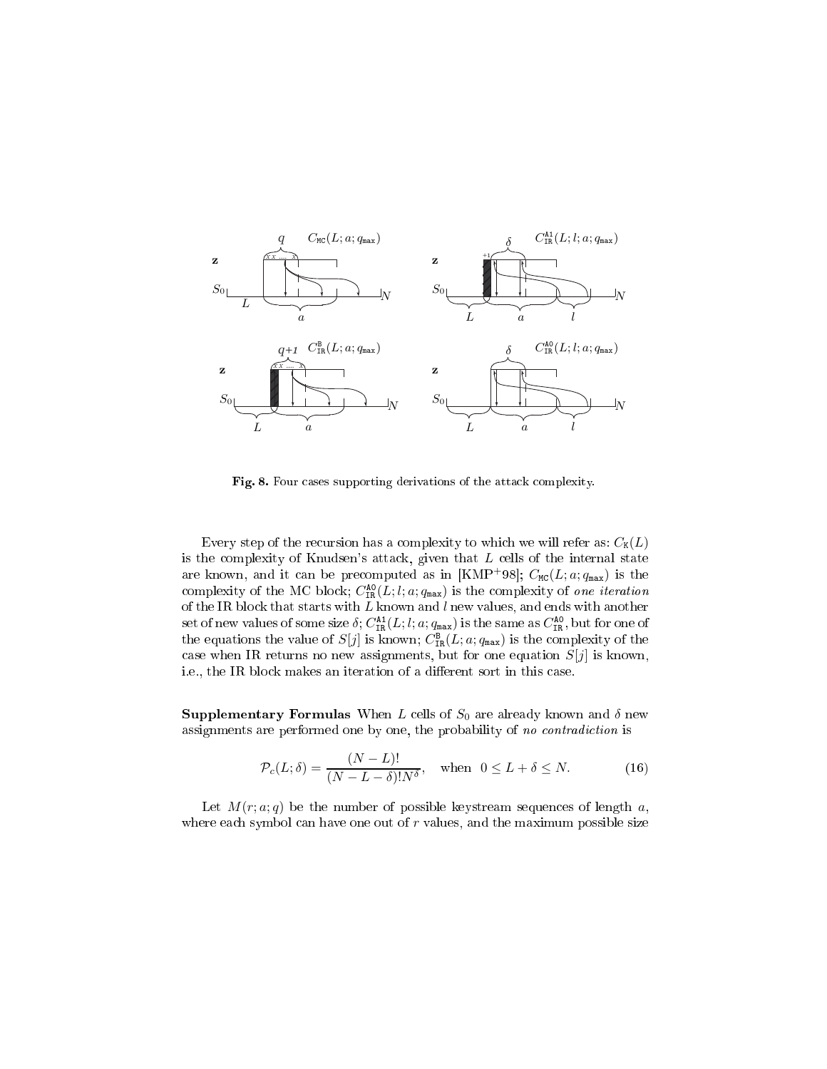Fig. 8. Four cases supporting derivations of the attack complexity.

Every step of the recursion has a complexity to which we will refer as: $C_{\mathtt{K}}(L)$ is the complexity of Knudsen's attack, given that $L$ cells of the internal state are known, and it can be precomputed as in [KMP[+]98]; $C_{\mathtt{MC}}(L; a; q_{\mathtt{max}})$ is the complexity of the MC block; $C_{\mathtt{IR}}^{\mathtt{A0}}(L; l; a; q_{\mathtt{max}})$ is the complexity of *one iteration* of the IR block that starts with $L$ known and $l$ new values, and ends with another set of new values of some size $\delta$; $C_{\mathtt{IR}}^{\mathtt{A1}}(L; l; a; q_{\mathtt{max}})$ is the same as $C_{\mathtt{IR}}^{\mathtt{A0}}$, but for one of the equations the value of $S[j]$ is known; $C_{\mathtt{IR}}^{\mathtt{B}}(L; a; q_{\mathtt{max}})$ is the complexity of the case when IR returns no new assignments, but for one equation $S[j]$ is known, i.e., the IR block makes an iteration of a different sort in this case.

**Supplementary Formulas** When $L$ cells of $S_0$ are already known and $\delta$ new assignments are performed one by one, the probability of *no contradiction* is

$$\mathcal{P}_c(L; \delta) = \frac{(N - L)!}{(N - L - \delta)! N^{\delta}}, \quad \text{when} \quad 0 \leq L + \delta \leq N. \tag{16}$$

Let $M(r; a; q)$ be the number of possible keystream sequences of length $a$, where each symbol can have one out of $r$ values, and the maximum possible size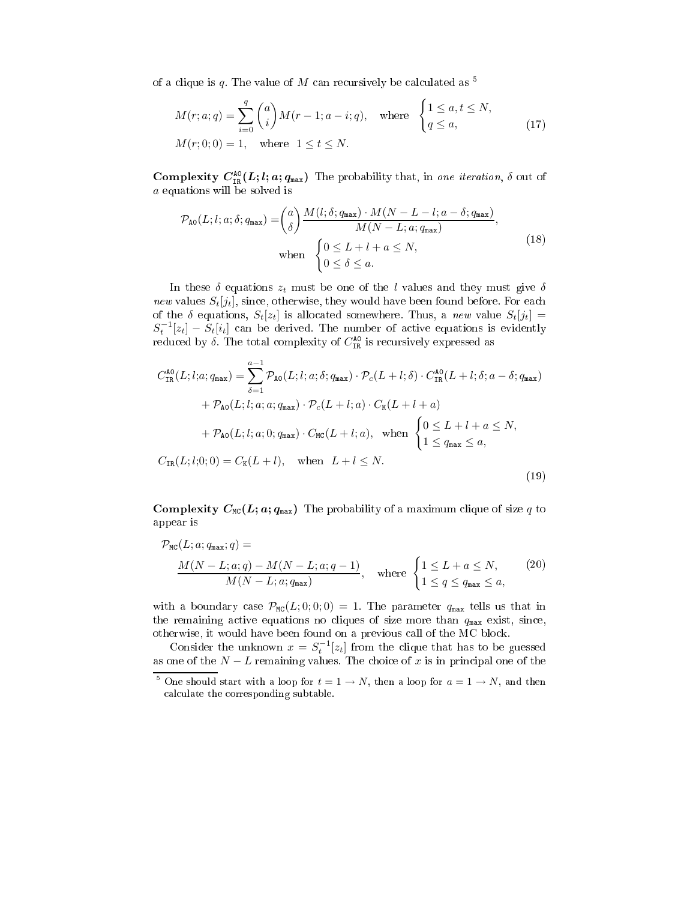of a clique is $q$. The value of $M$ can recursively be calculated as [5]

$$
\begin{aligned}
&M(r; a; q) = \sum_{i=0}^{q} \binom{a}{i} M(r-1; a-i; q), \quad \text{where} \quad \begin{cases} 1 \le a, t \le N, \\ q \le a, \end{cases} \\
&M(r; 0; 0) = 1, \quad \text{where} \quad 1 \le t \le N.
\end{aligned} \tag{17}
$$

**Complexity $C_{\mathtt{IR}}^{\mathtt{AO}}(L; l; a; q_{\max})$** The probability that, in *one iteration*, $\delta$ out of $a$ equations will be solved is

$$
\begin{aligned}
\mathcal{P}_{\mathtt{AO}}(L; l; a; \delta; q_{\max}) = &\binom{a}{\delta} \frac{M(l; \delta; q_{\max}) \cdot M(N-L-l; a-\delta; q_{\max})}{M(N-L; a; q_{\max})}, \\
&\text{when} \quad \begin{cases} 0 \le L + l + a \le N, \\ 0 \le \delta \le a. \end{cases}
\end{aligned} \tag{18}
$$

In these $\delta$ equations $z_t$ must be one of the $l$ values and they must give $\delta$ *new* values $S_t[j_t]$, since, otherwise, they would have been found before. For each of the $\delta$ equations, $S_t[z_t]$ is allocated somewhere. Thus, a *new* value $S_t[j_t] = S_t^{-1}[z_t] - S_t[i_t]$ can be derived. The number of active equations is evidently reduced by $\delta$. The total complexity of $C_{\mathtt{IR}}^{\mathtt{AO}}$ is recursively expressed as

$$
\begin{aligned}
C_{\mathtt{IR}}^{\mathtt{AO}}(L; l; a; q_{\max}) = &\sum_{\delta=1}^{a-1} \mathcal{P}_{\mathtt{AO}}(L; l; a; \delta; q_{\max}) \cdot \mathcal{P}_c(L+l; \delta) \cdot C_{\mathtt{IR}}^{\mathtt{AO}}(L+l; \delta; a-\delta; q_{\max}) \\
&+ \mathcal{P}_{\mathtt{AO}}(L; l; a; a; q_{\max}) \cdot \mathcal{P}_c(L+l; a) \cdot C_{\mathtt{K}}(L+l+a) \\
&+ \mathcal{P}_{\mathtt{AO}}(L; l; a; 0; q_{\max}) \cdot C_{\mathtt{MC}}(L+l; a), \quad \text{when} \quad \begin{cases} 0 \le L + l + a \le N, \\ 1 \le q_{\max} \le a, \end{cases} \\
C_{\mathtt{IR}}(L; l; 0; 0) = &\; C_{\mathtt{K}}(L+l), \quad \text{when} \quad L + l \le N.
\end{aligned} \tag{19}
$$

**Complexity $C_{\mathtt{MC}}(L; a; q_{\max})$** The probability of a maximum clique of size $q$ to appear is

$$
\begin{aligned}
&\mathcal{P}_{\mathtt{MC}}(L; a; q_{\max}; q) = \\
&\quad \frac{M(N-L; a; q) - M(N-L; a; q-1)}{M(N-L; a; q_{\max})}, \quad \text{where} \quad \begin{cases} 1 \le L + a \le N, \\ 1 \le q \le q_{\max} \le a, \end{cases}
\end{aligned} \tag{20}
$$

with a boundary case $\mathcal{P}_{\mathtt{MC}}(L; 0; 0; 0) = 1$. The parameter $q_{\max}$ tells us that in the remaining active equations no cliques of size more than $q_{\max}$ exist, since, otherwise, it would have been found on a previous call of the MC block.

Consider the unknown $x = S_t^{-1}[z_t]$ from the clique that has to be guessed as one of the $N - L$ remaining values. The choice of $x$ is in principal one of the

---

[5] One should start with a loop for $t = 1 \to N$, then a loop for $a = 1 \to N$, and then calculate the corresponding subtable.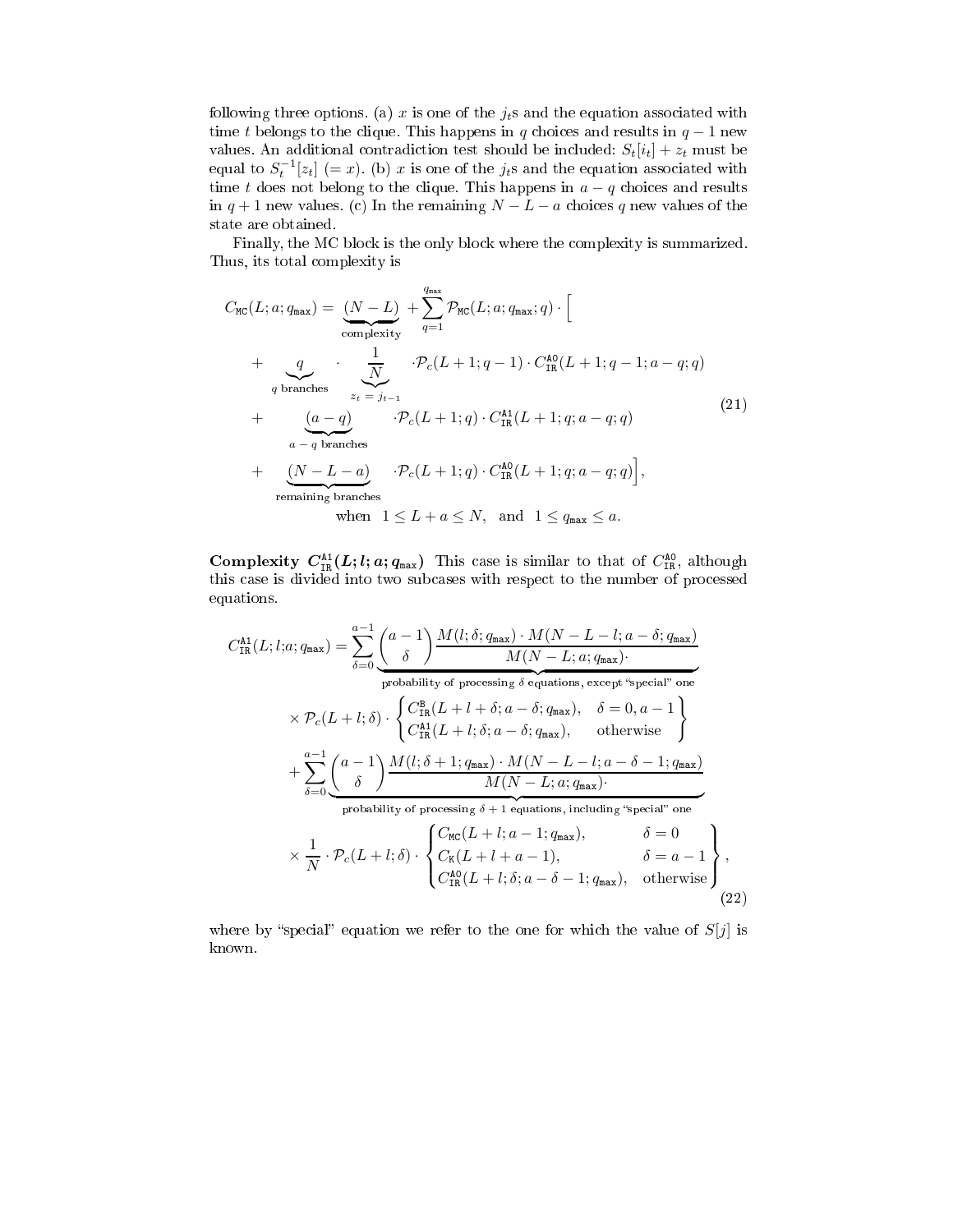following three options. (a) $x$ is one of the $j_t$s and the equation associated with time $t$ belongs to the clique. This happens in $q$ choices and results in $q-1$ new values. An additional contradiction test should be included: $S_t[i_t] + z_t$ must be equal to $S_t^{-1}[z_t]$ $(= x)$. (b) $x$ is one of the $j_t$s and the equation associated with time $t$ does not belong to the clique. This happens in $a-q$ choices and results in $q+1$ new values. (c) In the remaining $N-L-a$ choices $q$ new values of the state are obtained.

Finally, the MC block is the only block where the complexity is summarized. Thus, its total complexity is

$$
\begin{aligned}
C_{\mathtt{MC}}(L;a;q_{\max}) = \; & \underbrace{(N-L)}_{\text{complexity}} + \sum_{q=1}^{q_{\max}} \mathcal{P}_{\mathtt{MC}}(L;a;q_{\max};q) \cdot \Big[ \\
+ \; & \underbrace{q}_{q \text{ branches}} \cdot \underbrace{\frac{1}{N}}_{z_t \,=\, j_{t-1}} \cdot \mathcal{P}_c(L+1;q-1) \cdot C_{\mathtt{IR}}^{\mathtt{A0}}(L+1;q-1;a-q;q) \\
+ \; & \underbrace{(a-q)}_{a-q \text{ branches}} \cdot \mathcal{P}_c(L+1;q) \cdot C_{\mathtt{IR}}^{\mathtt{A1}}(L+1;q;a-q;q) \\
+ \; & \underbrace{(N-L-a)}_{\text{remaining branches}} \cdot \mathcal{P}_c(L+1;q) \cdot C_{\mathtt{IR}}^{\mathtt{A0}}(L+1;q;a-q;q) \Big], \\
& \text{when} \quad 1 \le L+a \le N, \quad \text{and} \quad 1 \le q_{\max} \le a.
\end{aligned} \tag{21}
$$

**Complexity $C_{\mathtt{IR}}^{\mathtt{A1}}(L;l;a;q_{\max})$** This case is similar to that of $C_{\mathtt{IR}}^{\mathtt{A0}}$, although this case is divided into two subcases with respect to the number of processed equations.

$$
\begin{aligned}
C_{\mathtt{IR}}^{\mathtt{A1}}(L;l;a;q_{\max}) = \; & \sum_{\delta=0}^{a-1} \underbrace{\binom{a-1}{\delta} \frac{M(l;\delta;q_{\max}) \cdot M(N-L-l;a-\delta;q_{\max})}{M(N-L;a;q_{\max}) \cdot}}_{\text{probability of processing } \delta \text{ equations, except ``special'' one}} \\
& \times \mathcal{P}_c(L+l;\delta) \cdot \begin{Bmatrix} C_{\mathtt{IR}}^{\mathtt{B}}(L+l+\delta;a-\delta;q_{\max}), & \delta = 0, a-1 \\ C_{\mathtt{IR}}^{\mathtt{A1}}(L+l;\delta;a-\delta;q_{\max}), & \text{otherwise} \end{Bmatrix} \\
& + \sum_{\delta=0}^{a-1} \underbrace{\binom{a-1}{\delta} \frac{M(l;\delta+1;q_{\max}) \cdot M(N-L-l;a-\delta-1;q_{\max})}{M(N-L;a;q_{\max}) \cdot}}_{\text{probability of processing } \delta+1 \text{ equations, including ``special'' one}} \\
& \times \frac{1}{N} \cdot \mathcal{P}_c(L+l;\delta) \cdot \begin{Bmatrix} C_{\mathtt{MC}}(L+l;a-1;q_{\max}), & \delta = 0 \\ C_{\mathtt{K}}(L+l+a-1), & \delta = a-1 \\ C_{\mathtt{IR}}^{\mathtt{A0}}(L+l;\delta;a-\delta-1;q_{\max}), & \text{otherwise} \end{Bmatrix},
\end{aligned} \tag{22}
$$

where by "special" equation we refer to the one for which the value of $S[j]$ is known.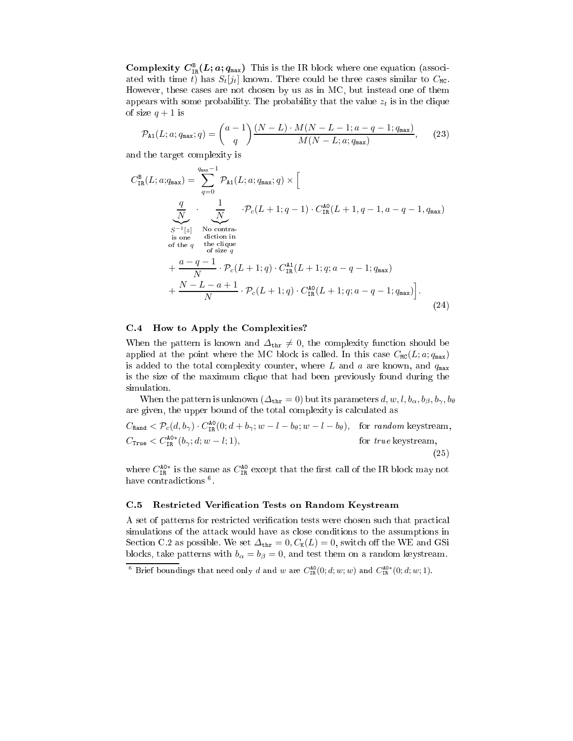**Complexity $C^{\mathtt{B}}_{\mathtt{IR}}(L; a; q_{\max})$** This is the IR block where one equation (associated with time $t$) has $S_t[j_t]$ known. There could be three cases similar to $C_{\mathtt{MC}}$. However, these cases are not chosen by us as in MC, but instead one of them appears with some probability. The probability that the value $z_t$ is in the clique of size $q+1$ is

$$\mathcal{P}_{\mathtt{A1}}(L; a; q_{\max}; q) = \binom{a-1}{q} \frac{(N-L) \cdot M(N-L-1; a-q-1; q_{\max})}{M(N-L; a; q_{\max})}, \qquad (23)$$

and the target complexity is

$$\begin{aligned} C^{\mathtt{B}}_{\mathtt{IR}}(L; a; q_{\max}) = \sum_{q=0}^{q_{\max}-1} \mathcal{P}_{\mathtt{A1}}(L; a; q_{\max}; q) \times \Big[ \\ \underbrace{\frac{q}{N}}_{\substack{S^{-1}[z] \\ \text{is one} \\ \text{of the } q}} \cdot \underbrace{\frac{1}{N}}_{\substack{\text{No contra-} \\ \text{diction in} \\ \text{the clique} \\ \text{of size } q}} \cdot \mathcal{P}_c(L+1; q-1) \cdot C^{\mathtt{A0}}_{\mathtt{IR}}(L+1, q-1, a-q-1, q_{\max}) \\ + \frac{a-q-1}{N} \cdot \mathcal{P}_c(L+1; q) \cdot C^{\mathtt{A1}}_{\mathtt{IR}}(L+1; q; a-q-1; q_{\max}) \\ + \frac{N-L-a+1}{N} \cdot \mathcal{P}_c(L+1; q) \cdot C^{\mathtt{A0}}_{\mathtt{IR}}(L+1; q; a-q-1; q_{\max}) \Big]. \end{aligned} \qquad (24)$$

### C.4 How to Apply the Complexities?

When the pattern is known and $\Delta_{\mathtt{thr}} \neq 0$, the complexity function should be applied at the point where the MC block is called. In this case $C_{\mathtt{MC}}(L; a; q_{\max})$ is added to the total complexity counter, where $L$ and $a$ are known, and $q_{\max}$ is the size of the maximum clique that had been previously found during the simulation.

When the pattern is unknown ($\Delta_{\mathtt{thr}} = 0$) but its parameters $d, w, l, b_\alpha, b_\beta, b_\gamma, b_\theta$ are given, the upper bound of the total complexity is calculated as

$$\begin{aligned} C_{\mathtt{Rand}} &< \mathcal{P}_c(d, b_\gamma) \cdot C^{\mathtt{A0}}_{\mathtt{IR}}(0; d+b_\gamma; w-l-b_\theta; w-l-b_\theta), && \text{for } \textit{random} \text{ keystream}, \\ C_{\mathtt{True}} &< C^{\mathtt{A0}*}_{\mathtt{IR}}(b_\gamma; d; w-l; 1), && \text{for } \textit{true} \text{ keystream}, \end{aligned} \qquad (25)$$

where $C^{\mathtt{A0}*}_{\mathtt{IR}}$ is the same as $C^{\mathtt{A0}}_{\mathtt{IR}}$ except that the first call of the IR block may not have contradictions [6].

### C.5 Restricted Verification Tests on Random Keystream

A set of patterns for restricted verification tests were chosen such that practical simulations of the attack would have as close conditions to the assumptions in Section C.2 as possible. We set $\Delta_{\mathtt{thr}} = 0, C_{\mathtt{K}}(L) = 0$, switch off the WE and GSi blocks, take patterns with $b_\alpha = b_\beta = 0$, and test them on a random keystream.

[6] Brief boundings that need only $d$ and $w$ are $C^{\mathtt{A0}}_{\mathtt{IR}}(0; d; w; w)$ and $C^{\mathtt{A0}*}_{\mathtt{IR}}(0; d; w; 1)$.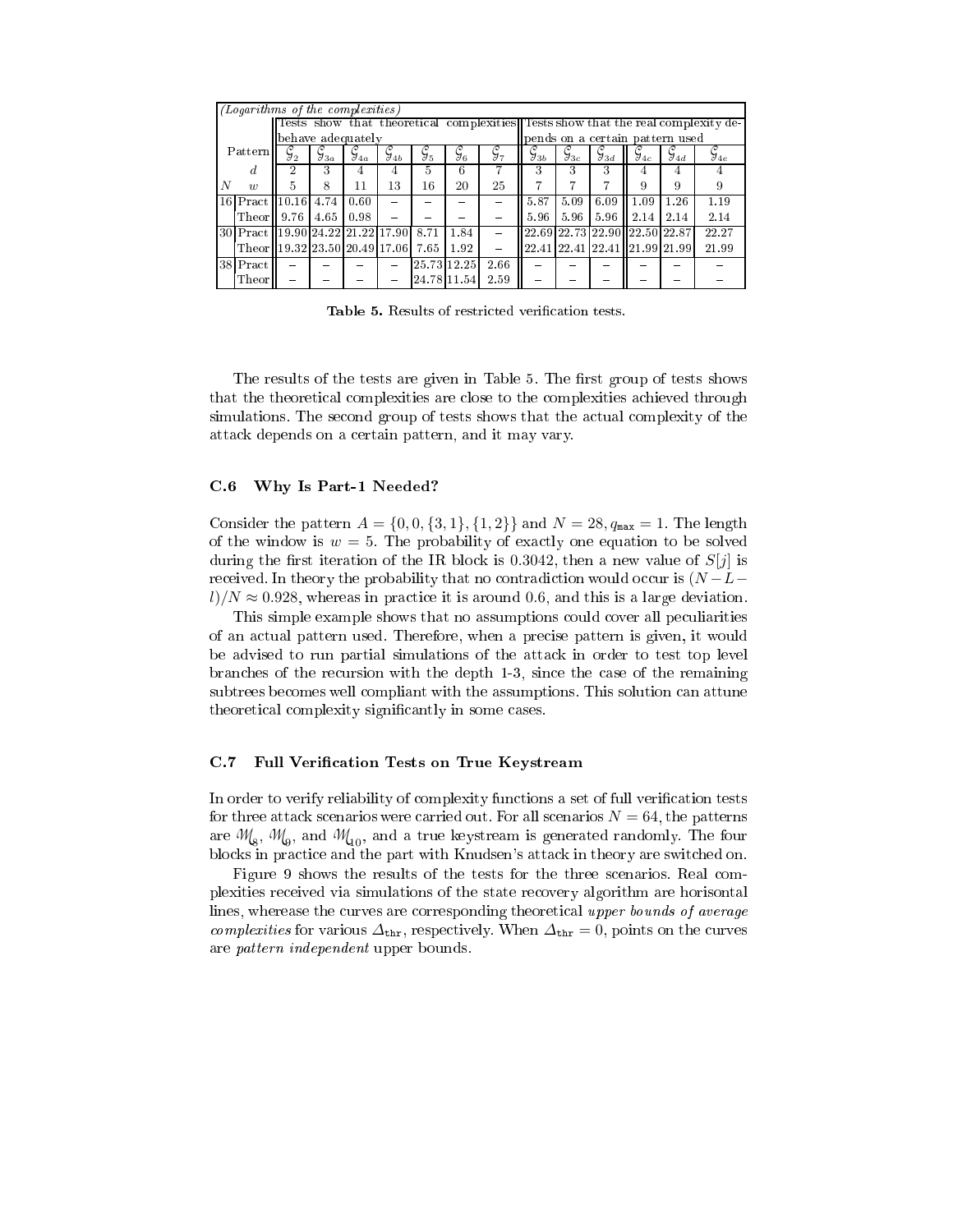| *(Logarithms of the complexities)* | | Tests show that theoretical complexities behave adequately | | | | | | | Tests show that the real complexity depends on a certain pattern used | | | | | |
|---|---|---|---|---|---|---|---|---|---|---|---|---|---|---|
| | Pattern | $\mathcal{G}_2$ | $\mathcal{G}_{3a}$ | $\mathcal{G}_{4a}$ | $\mathcal{G}_{4b}$ | $\mathcal{G}_5$ | $\mathcal{G}_6$ | $\mathcal{G}_7$ | $\mathcal{G}_{3b}$ | $\mathcal{G}_{3c}$ | $\mathcal{G}_{3d}$ | $\mathcal{G}_{4c}$ | $\mathcal{G}_{4d}$ | $\mathcal{G}_{4e}$ |
| | $d$ | 2 | 3 | 4 | 4 | 5 | 6 | 7 | 3 | 3 | 3 | 4 | 4 | 4 |
| $N$ | $w$ | 5 | 8 | 11 | 13 | 16 | 20 | 25 | 7 | 7 | 7 | 9 | 9 | 9 |
| 16 | Pract | 10.16 | 4.74 | 0.60 | – | – | – | – | 5.87 | 5.09 | 6.09 | 1.09 | 1.26 | 1.19 |
| | Theor | 9.76 | 4.65 | 0.98 | – | – | – | – | 5.96 | 5.96 | 5.96 | 2.14 | 2.14 | 2.14 |
| 30 | Pract | 19.90 | 24.22 | 21.22 | 17.90 | 8.71 | 1.84 | – | 22.69 | 22.73 | 22.90 | 22.50 | 22.87 | 22.27 |
| | Theor | 19.32 | 23.50 | 20.49 | 17.06 | 7.65 | 1.92 | – | 22.41 | 22.41 | 22.41 | 21.99 | 21.99 | 21.99 |
| 38 | Pract | – | – | – | – | 25.73 | 12.25 | 2.66 | – | – | – | – | – | – |
| | Theor | – | – | – | – | 24.78 | 11.54 | 2.59 | – | – | – | – | – | – |

**Table 5.** Results of restricted verification tests.

The results of the tests are given in Table 5. The first group of tests shows that the theoretical complexities are close to the complexities achieved through simulations. The second group of tests shows that the actual complexity of the attack depends on a certain pattern, and it may vary.

### C.6 Why Is Part-1 Needed?

Consider the pattern $A = \{0, 0, \{3, 1\}, \{1, 2\}\}$ and $N = 28, q_{\max} = 1$. The length of the window is $w = 5$. The probability of exactly one equation to be solved during the first iteration of the IR block is 0.3042, then a new value of $S[j]$ is received. In theory the probability that no contradiction would occur is $(N - L - l)/N \approx 0.928$, whereas in practice it is around 0.6, and this is a large deviation.

This simple example shows that no assumptions could cover all peculiarities of an actual pattern used. Therefore, when a precise pattern is given, it would be advised to run partial simulations of the attack in order to test top level branches of the recursion with the depth 1-3, since the case of the remaining subtrees becomes well compliant with the assumptions. This solution can attune theoretical complexity significantly in some cases.

### C.7 Full Verification Tests on True Keystream

In order to verify reliability of complexity functions a set of full verification tests for three attack scenarios were carried out. For all scenarios $N = 64$, the patterns are $\mathcal{M}_8$, $\mathcal{M}_9$, and $\mathcal{M}_{10}$, and a true keystream is generated randomly. The four blocks in practice and the part with Knudsen's attack in theory are switched on.

Figure 9 shows the results of the tests for the three scenarios. Real complexities received via simulations of the state recovery algorithm are horisontal lines, wherease the curves are corresponding theoretical *upper bounds of average complexities* for various $\Delta_{\text{thr}}$, respectively. When $\Delta_{\text{thr}} = 0$, points on the curves are *pattern independent* upper bounds.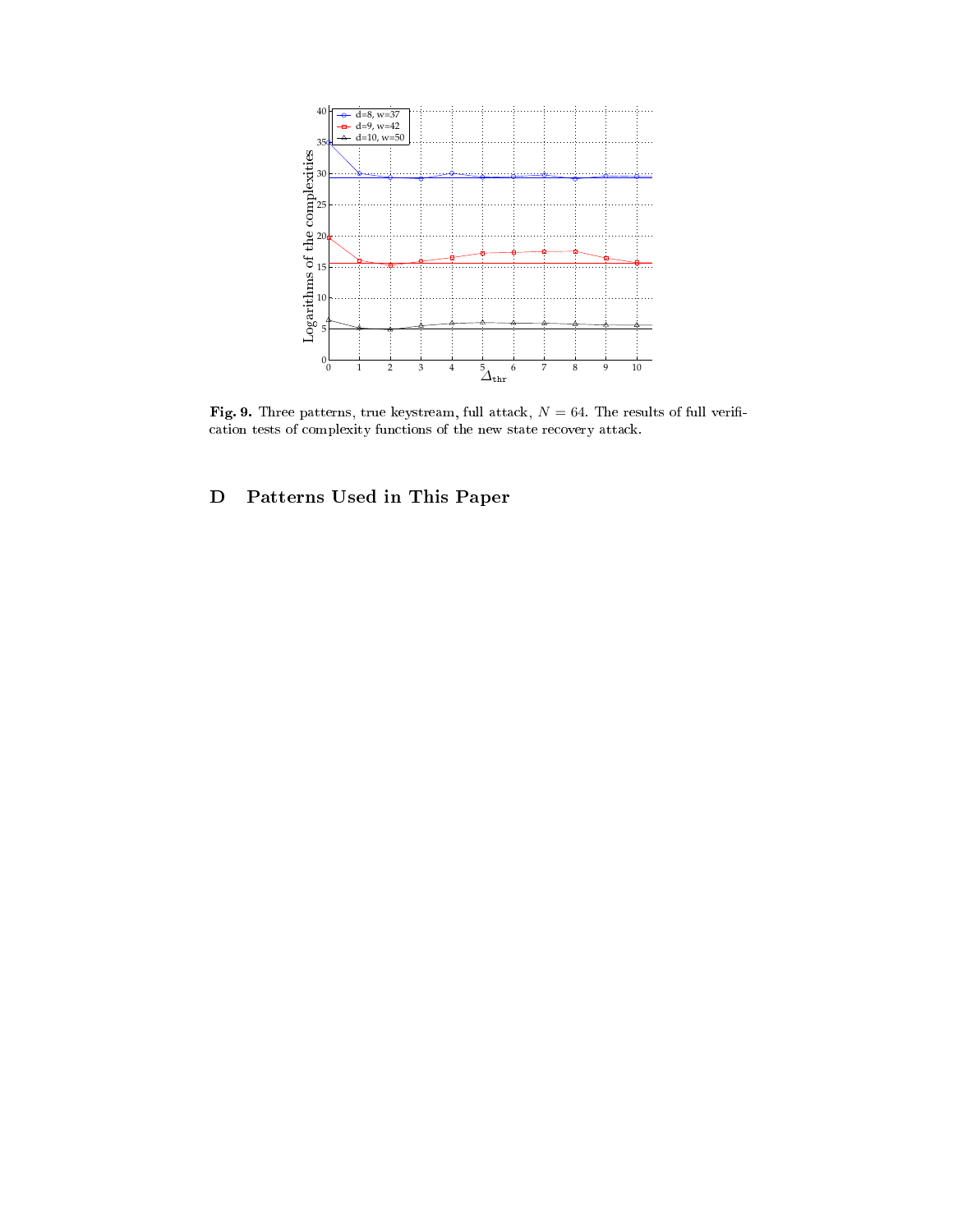**Fig. 9.** Three patterns, true keystream, full attack, $N = 64$. The results of full verification tests of complexity functions of the new state recovery attack.

## D Patterns Used in This Paper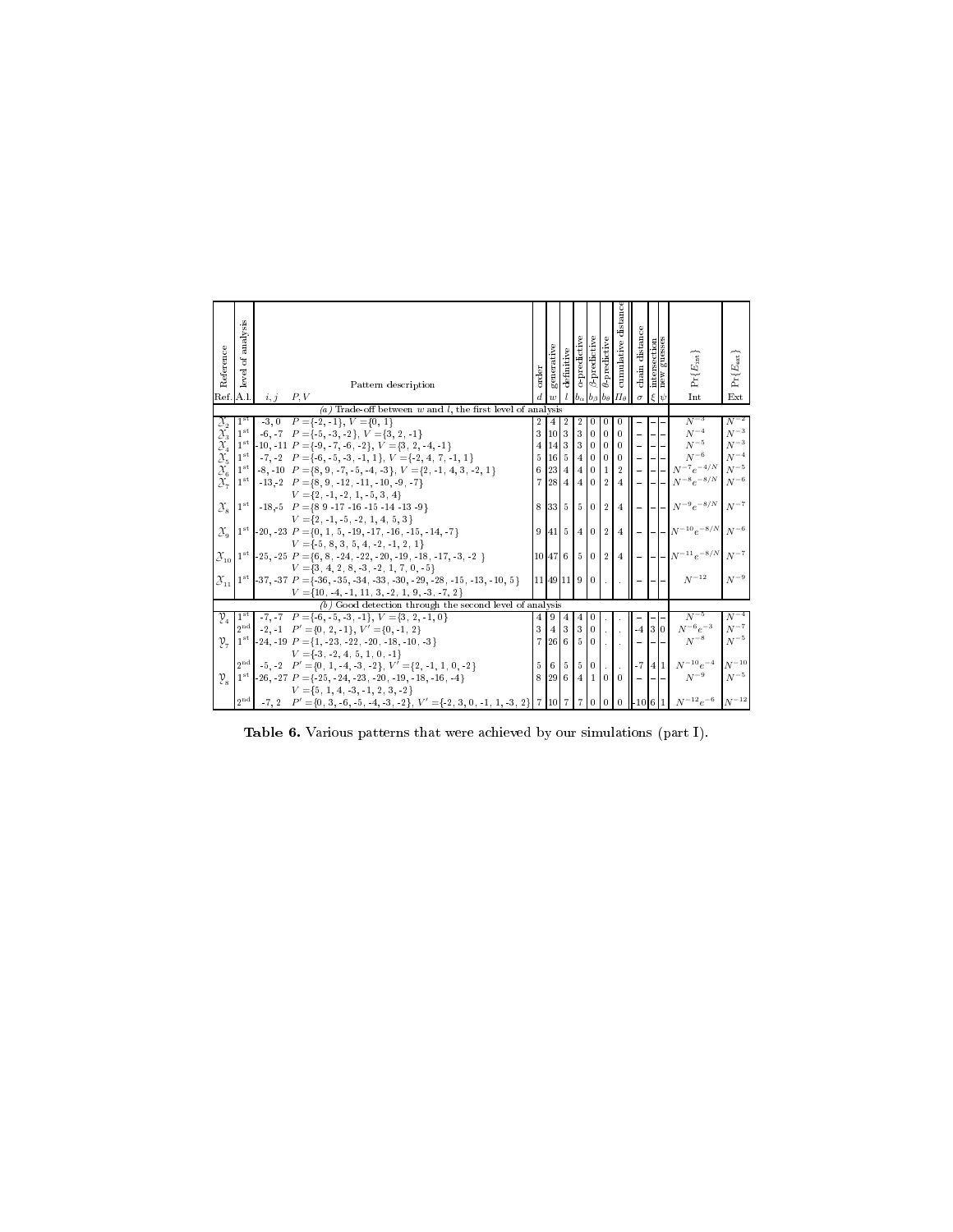| Reference | level of analysis | | Pattern description | order | generative | definitive | α-predictive | β-predictive | θ-predictive | cumulative distance | chain distance | intersection | new guesses | $\Pr\{E_{int}\}$ | $\Pr\{E_{ext}\}$ |
|---|---|---|---|---|---|---|---|---|---|---|---|---|---|---|---|
| Ref. | A.l. | $i, j$ | $P, V$ | $d$ | $w$ | $l$ | $b_\alpha$ | $b_\beta$ | $b_\theta$ | $\Pi_\theta$ | $\sigma$ | $\xi$ | $\psi$ | Int | Ext |
| *(a) Trade-off between $w$ and $l$, the first level of analysis* | | | | | | | | | | | | | | | |
| $\mathfrak{X}_2$ | 1[st] | -3, 0 | $P$ ={-2, -1}, $V$ ={0, 1} | 2 | 4 | 2 | 2 | 0 | 0 | 0 | – | – | – | $N^{-3}$ | $N^{-2}$ |
| $\mathfrak{X}_3$ | 1[st] | -6, -7 | $P$ ={-5, -3, -2}, $V$ ={3, 2, -1} | 3 | 10 | 3 | 3 | 0 | 0 | 0 | – | – | – | $N^{-4}$ | $N^{-3}$ |
| $\mathfrak{X}_4$ | 1[st] | -10, -11 | $P$ ={-9, -7, -6, -2}, $V$ ={3, 2, -4, -1} | 4 | 14 | 3 | 3 | 0 | 0 | 0 | – | – | – | $N^{-5}$ | $N^{-3}$ |
| $\mathfrak{X}_5$ | 1[st] | -7, -2 | $P$ ={-6, -5, -3, -1, 1}, $V$ ={-2, 4, 7, -1, 1} | 5 | 16 | 5 | 4 | 0 | 0 | 0 | – | – | – | $N^{-6}$ | $N^{-4}$ |
| $\mathfrak{X}_6$ | 1[st] | -8, -10 | $P$ ={8, 9, -7, -5, -4, -3}, $V$ ={2, -1, 4, 3, -2, 1} | 6 | 23 | 4 | 4 | 0 | 1 | 2 | – | – | – | $N^{-7}e^{-4/N}$ | $N^{-5}$ |
| $\mathfrak{X}_7$ | 1[st] | -13, -2 | $P$ ={8, 9, -12, -11, -10, -9, -7} $V$ ={2, -1, -2, 1, -5, 3, 4} | 7 | 28 | 4 | 4 | 0 | 2 | 4 | – | – | – | $N^{-8}e^{-8/N}$ | $N^{-6}$ |
| $\mathfrak{X}_8$ | 1[st] | -18, -5 | $P$ ={8 9 -17 -16 -15 -14 -13 -9} $V$ ={2, -1, -5, -2, 1, 4, 5, 3} | 8 | 33 | 5 | 5 | 0 | 2 | 4 | – | – | – | $N^{-9}e^{-8/N}$ | $N^{-7}$ |
| $\mathfrak{X}_9$ | 1[st] | -20, -23 | $P$ ={0, 1, 5, -19, -17, -16, -15, -14, -7} $V$ ={-5, 8, 3, 5, 4, -2, -1, 2, 1} | 9 | 41 | 5 | 4 | 0 | 2 | 4 | – | – | – | $N^{-10}e^{-8/N}$ | $N^{-6}$ |
| $\mathfrak{X}_{10}$ | 1[st] | -25, -25 | $P$ ={6, 8, -24, -22, -20, -19, -18, -17, -3, -2 } $V$ ={3, 4, 2, 8, -3, -2, 1, 7, 0, -5} | 10 | 47 | 6 | 5 | 0 | 2 | 4 | – | – | – | $N^{-11}e^{-8/N}$ | $N^{-7}$ |
| $\mathfrak{X}_{11}$ | 1[st] | -37, -37 | $P$ ={-36, -35, -34, -33, -30, -29, -28, -15, -13, -10, 5} $V$ ={10, -4, -1, 11, 3, -2, 1, 9, -3, -7, 2} | 11 | 49 | 11 | 9 | 0 | . | . | – | – | – | $N^{-12}$ | $N^{-9}$ |
| *(b) Good detection through the second level of analysis* | | | | | | | | | | | | | | | |
| $\mathfrak{Y}_4$ | 1[st] | -7, -7 | $P$ ={-6, -5, -3, -1}, $V$ ={3, 2, -1, 0} | 4 | 9 | 4 | 4 | 0 | . | . | – | – | – | $N^{-5}$ | $N^{-4}$ |
| | 2[nd] | -2, -1 | $P'$ ={0, 2, -1}, $V'$ ={0, -1, 2} | 3 | 4 | 3 | 3 | 0 | . | . | -4 | 3 | 0 | $N^{-6}e^{-3}$ | $N^{-7}$ |
| $\mathfrak{Y}_7$ | 1[st] | -24, -19 | $P$ ={1, -23, -22, -20, -18, -10, -3} $V$ ={-3, -2, 4, 5, 1, 0, -1} | 7 | 26 | 6 | 5 | 0 | . | . | – | – | – | $N^{-8}$ | $N^{-5}$ |
| | 2[nd] | -5, -2 | $P'$ ={0, 1, -4, -3, -2}, $V'$ ={2, -1, 1, 0, -2} | 5 | 6 | 5 | 5 | 0 | . | . | -7 | 4 | 1 | $N^{-10}e^{-4}$ | $N^{-10}$ |
| $\mathfrak{Y}_8$ | 1[st] | -26, -27 | $P$ ={-25, -24, -23, -20, -19, -18, -16, -4} $V$ ={5, 1, 4, -3, -1, 2, 3, -2} | 8 | 29 | 6 | 4 | 1 | 0 | 0 | – | – | – | $N^{-9}$ | $N^{-5}$ |
| | 2[nd] | -7, 2 | $P'$ ={0, 3, -6, -5, -4, -3, -2}, $V'$ ={-2, 3, 0, -1, 1, -3, 2} | 7 | 10 | 7 | 7 | 0 | 0 | 0 | -10 | 6 | 1 | $N^{-12}e^{-6}$ | $N^{-12}$ |

**Table 6.** Various patterns that were achieved by our simulations (part I).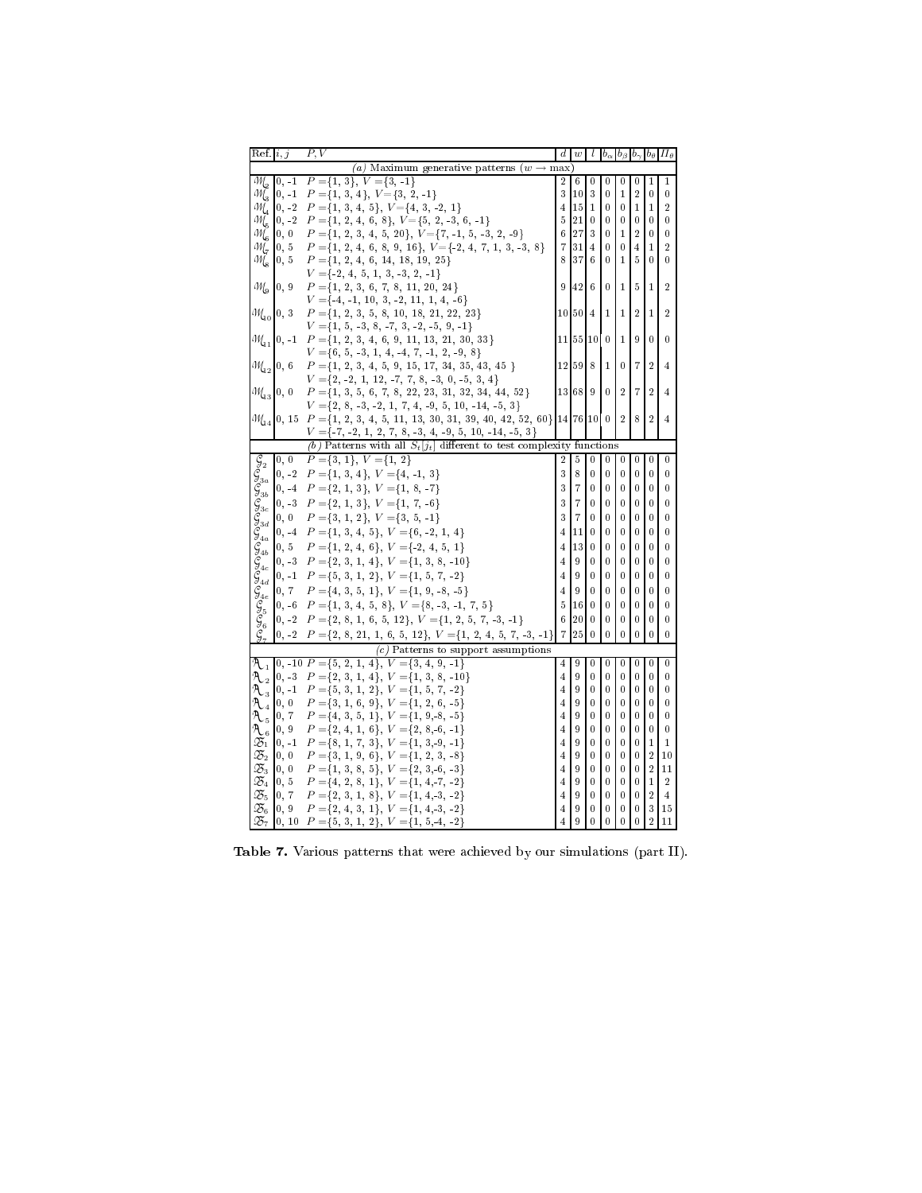| Ref. | $i, j$ | $P, V$ | $d$ | $w$ | $l$ | $b_\alpha$ | $b_\beta$ | $b_\gamma$ | $b_\theta$ | $\Pi_\theta$ |
|---|---|---|---|---|---|---|---|---|---|---|
| *(a)* Maximum generative patterns ($w \rightarrow$ max) | | | | | | | | | | |
| $\mathcal{M}_2$ | 0, -1 | $P$ ={1, 3}, $V$ ={3, -1} | 2 | 6 | 0 | 0 | 0 | 0 | 1 | 1 |
| $\mathcal{M}_3$ | 0, -1 | $P$ ={1, 3, 4}, $V$={3, 2, -1} | 3 | 10 | 3 | 0 | 1 | 2 | 0 | 0 |
| $\mathcal{M}_4$ | 0, -2 | $P$ ={1, 3, 4, 5}, $V$={4, 3, -2, 1} | 4 | 15 | 1 | 0 | 0 | 1 | 1 | 2 |
| $\mathcal{M}_5$ | 0, -2 | $P$ ={1, 2, 4, 6, 8}, $V$={5, 2, -3, 6, -1} | 5 | 21 | 0 | 0 | 0 | 0 | 0 | 0 |
| $\mathcal{M}_6$ | 0, 0 | $P$ ={1, 2, 3, 4, 5, 20}, $V$={7, -1, 5, -3, 2, -9} | 6 | 27 | 3 | 0 | 1 | 2 | 0 | 0 |
| $\mathcal{M}_7$ | 0, 5 | $P$ ={1, 2, 4, 6, 8, 9, 16}, $V$={-2, 4, 7, 1, 3, -3, 8} | 7 | 31 | 4 | 0 | 0 | 4 | 1 | 2 |
| $\mathcal{M}_8$ | 0, 5 | $P$ ={1, 2, 4, 6, 14, 18, 19, 25} $V$ ={-2, 4, 5, 1, 3, -3, 2, -1} | 8 | 37 | 6 | 0 | 1 | 5 | 0 | 0 |
| $\mathcal{M}_9$ | 0, 9 | $P$ ={1, 2, 3, 6, 7, 8, 11, 20, 24} $V$ ={-4, -1, 10, 3, -2, 11, 1, 4, -6} | 9 | 42 | 6 | 0 | 1 | 5 | 1 | 2 |
| $\mathcal{M}_{10}$ | 0, 3 | $P$ ={1, 2, 3, 5, 8, 10, 18, 21, 22, 23} $V$ ={1, 5, -3, 8, -7, 3, -2, -5, 9, -1} | 10 | 50 | 4 | 1 | 1 | 2 | 1 | 2 |
| $\mathcal{M}_{11}$ | 0, -1 | $P$ ={1, 2, 3, 4, 6, 9, 11, 13, 21, 30, 33} $V$ ={6, 5, -3, 1, 4, -4, 7, -1, 2, -9, 8} | 11 | 55 | 10 | 0 | 1 | 9 | 0 | 0 |
| $\mathcal{M}_{12}$ | 0, 6 | $P$ ={1, 2, 3, 4, 5, 9, 15, 17, 34, 35, 43, 45 } $V$ ={2, -2, 1, 12, -7, 7, 8, -3, 0, -5, 3, 4} | 12 | 59 | 8 | 1 | 0 | 7 | 2 | 4 |
| $\mathcal{M}_{13}$ | 0, 0 | $P$ ={1, 3, 5, 6, 7, 8, 22, 23, 31, 32, 34, 44, 52} $V$ ={2, 8, -3, -2, 1, 7, 4, -9, 5, 10, -14, -5, 3} | 13 | 68 | 9 | 0 | 2 | 7 | 2 | 4 |
| $\mathcal{M}_{14}$ | 0, 15 | $P$ ={1, 2, 3, 4, 5, 11, 13, 30, 31, 39, 40, 42, 52, 60} $V$ ={-7, -2, 1, 2, 7, 8, -3, 4, -9, 5, 10, -14, -5, 3} | 14 | 76 | 10 | 0 | 2 | 8 | 2 | 4 |
| *(b)* Patterns with all $S_t[j_t]$ different to test complexity functions | | | | | | | | | | |
| $\mathcal{G}_2$ | 0, 0 | $P$ ={3, 1}, $V$ ={1, 2} | 2 | 5 | 0 | 0 | 0 | 0 | 0 | 0 |
| $\mathcal{G}_{3a}$ | 0, -2 | $P$ ={1, 3, 4}, $V$ ={4, -1, 3} | 3 | 8 | 0 | 0 | 0 | 0 | 0 | 0 |
| $\mathcal{G}_{3b}$ | 0, -4 | $P$ ={2, 1, 3}, $V$ ={1, 8, -7} | 3 | 7 | 0 | 0 | 0 | 0 | 0 | 0 |
| $\mathcal{G}_{3c}$ | 0, -3 | $P$ ={2, 1, 3}, $V$ ={1, 7, -6} | 3 | 7 | 0 | 0 | 0 | 0 | 0 | 0 |
| $\mathcal{G}_{3d}$ | 0, 0 | $P$ ={3, 1, 2}, $V$ ={3, 5, -1} | 3 | 7 | 0 | 0 | 0 | 0 | 0 | 0 |
| $\mathcal{G}_{4a}$ | 0, -4 | $P$ ={1, 3, 4, 5}, $V$ ={6, -2, 1, 4} | 4 | 11 | 0 | 0 | 0 | 0 | 0 | 0 |
| $\mathcal{G}_{4b}$ | 0, 5 | $P$ ={1, 2, 4, 6}, $V$ ={-2, 4, 5, 1} | 4 | 13 | 0 | 0 | 0 | 0 | 0 | 0 |
| $\mathcal{G}_{4c}$ | 0, -3 | $P$ ={2, 3, 1, 4}, $V$ ={1, 3, 8, -10} | 4 | 9 | 0 | 0 | 0 | 0 | 0 | 0 |
| $\mathcal{G}_{4d}$ | 0, -1 | $P$ ={5, 3, 1, 2}, $V$ ={1, 5, 7, -2} | 4 | 9 | 0 | 0 | 0 | 0 | 0 | 0 |
| $\mathcal{G}_{4e}$ | 0, 7 | $P$ ={4, 3, 5, 1}, $V$ ={1, 9, -8, -5} | 4 | 9 | 0 | 0 | 0 | 0 | 0 | 0 |
| $\mathcal{G}_5$ | 0, -6 | $P$ ={1, 3, 4, 5, 8}, $V$ ={8, -3, -1, 7, 5} | 5 | 16 | 0 | 0 | 0 | 0 | 0 | 0 |
| $\mathcal{G}_6$ | 0, -2 | $P$ ={2, 8, 1, 6, 5, 12}, $V$ ={1, 2, 5, 7, -3, -1} | 6 | 20 | 0 | 0 | 0 | 0 | 0 | 0 |
| $\mathcal{G}_7$ | 0, -2 | $P$ ={2, 8, 21, 1, 6, 5, 12}, $V$ ={1, 2, 4, 5, 7, -3, -1} | 7 | 25 | 0 | 0 | 0 | 0 | 0 | 0 |
| *(c)* Patterns to support assumptions | | | | | | | | | | |
| $\mathcal{A}_1$ | 0, -10 | $P$ ={5, 2, 1, 4}, $V$ ={3, 4, 9, -1} | 4 | 9 | 0 | 0 | 0 | 0 | 0 | 0 |
| $\mathcal{A}_2$ | 0, -3 | $P$ ={2, 3, 1, 4}, $V$ ={1, 3, 8, -10} | 4 | 9 | 0 | 0 | 0 | 0 | 0 | 0 |
| $\mathcal{A}_3$ | 0, -1 | $P$ ={5, 3, 1, 2}, $V$ ={1, 5, 7, -2} | 4 | 9 | 0 | 0 | 0 | 0 | 0 | 0 |
| $\mathcal{A}_4$ | 0, 0 | $P$ ={3, 1, 6, 9}, $V$ ={1, 2, 6, -5} | 4 | 9 | 0 | 0 | 0 | 0 | 0 | 0 |
| $\mathcal{A}_5$ | 0, 7 | $P$ ={4, 3, 5, 1}, $V$ ={1, 9,-8, -5} | 4 | 9 | 0 | 0 | 0 | 0 | 0 | 0 |
| $\mathcal{A}_6$ | 0, 9 | $P$ ={2, 4, 1, 6}, $V$ ={2, 8,-6, -1} | 4 | 9 | 0 | 0 | 0 | 0 | 0 | 0 |
| $\mathfrak{B}_1$ | 0, -1 | $P$ ={8, 1, 7, 3}, $V$ ={1, 3,-9, -1} | 4 | 9 | 0 | 0 | 0 | 0 | 1 | 1 |
| $\mathfrak{B}_2$ | 0, 0 | $P$ ={3, 1, 9, 6}, $V$ ={1, 2, 3, -8} | 4 | 9 | 0 | 0 | 0 | 0 | 2 | 10 |
| $\mathfrak{B}_3$ | 0, 0 | $P$ ={1, 3, 8, 5}, $V$ ={2, 3,-6, -3} | 4 | 9 | 0 | 0 | 0 | 0 | 2 | 11 |
| $\mathfrak{B}_4$ | 0, 5 | $P$ ={4, 2, 8, 1}, $V$ ={1, 4,-7, -2} | 4 | 9 | 0 | 0 | 0 | 0 | 1 | 2 |
| $\mathfrak{B}_5$ | 0, 7 | $P$ ={2, 3, 1, 8}, $V$ ={1, 4,-3, -2} | 4 | 9 | 0 | 0 | 0 | 0 | 2 | 4 |
| $\mathfrak{B}_6$ | 0, 9 | $P$ ={2, 4, 3, 1}, $V$ ={1, 4,-3, -2} | 4 | 9 | 0 | 0 | 0 | 0 | 3 | 15 |
| $\mathfrak{B}_7$ | 0, 10 | $P$ ={5, 3, 1, 2}, $V$ ={1, 5,-4, -2} | 4 | 9 | 0 | 0 | 0 | 0 | 2 | 11 |

**Table 7.** Various patterns that were achieved by our simulations (part II).